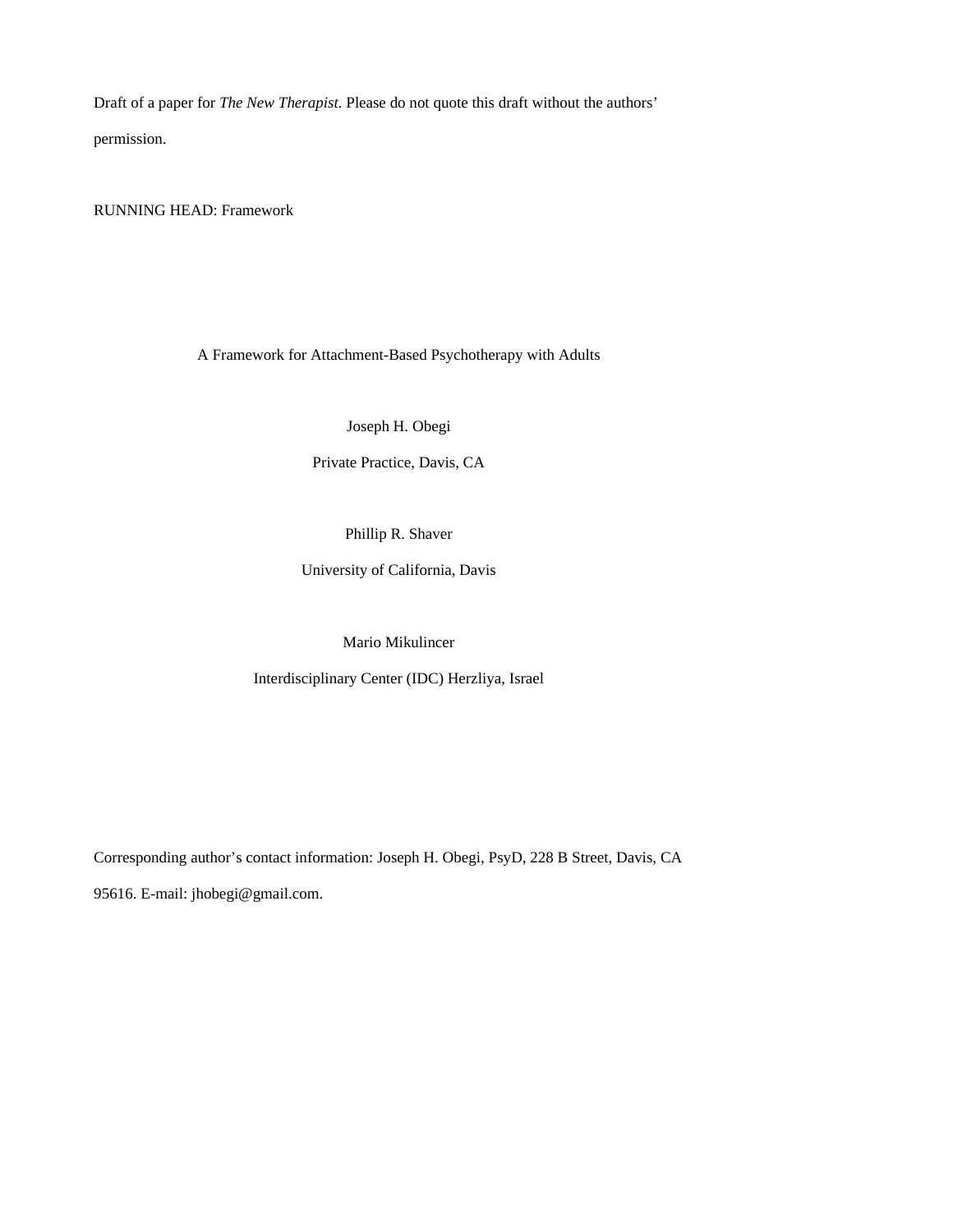Draft of a paper for *The New Therapist*. Please do not quote this draft without the authors' permission.

RUNNING HEAD: Framework

# A Framework for Attachment-Based Psychotherapy with Adults

Joseph H. Obegi

Private Practice, Davis, CA

Phillip R. Shaver

University of California, Davis

Mario Mikulincer

Interdisciplinary Center (IDC) Herzliya, Israel

Corresponding author's contact information: Joseph H. Obegi, PsyD, 228 B Street, Davis, CA 95616. E-mail: jhobegi@gmail.com.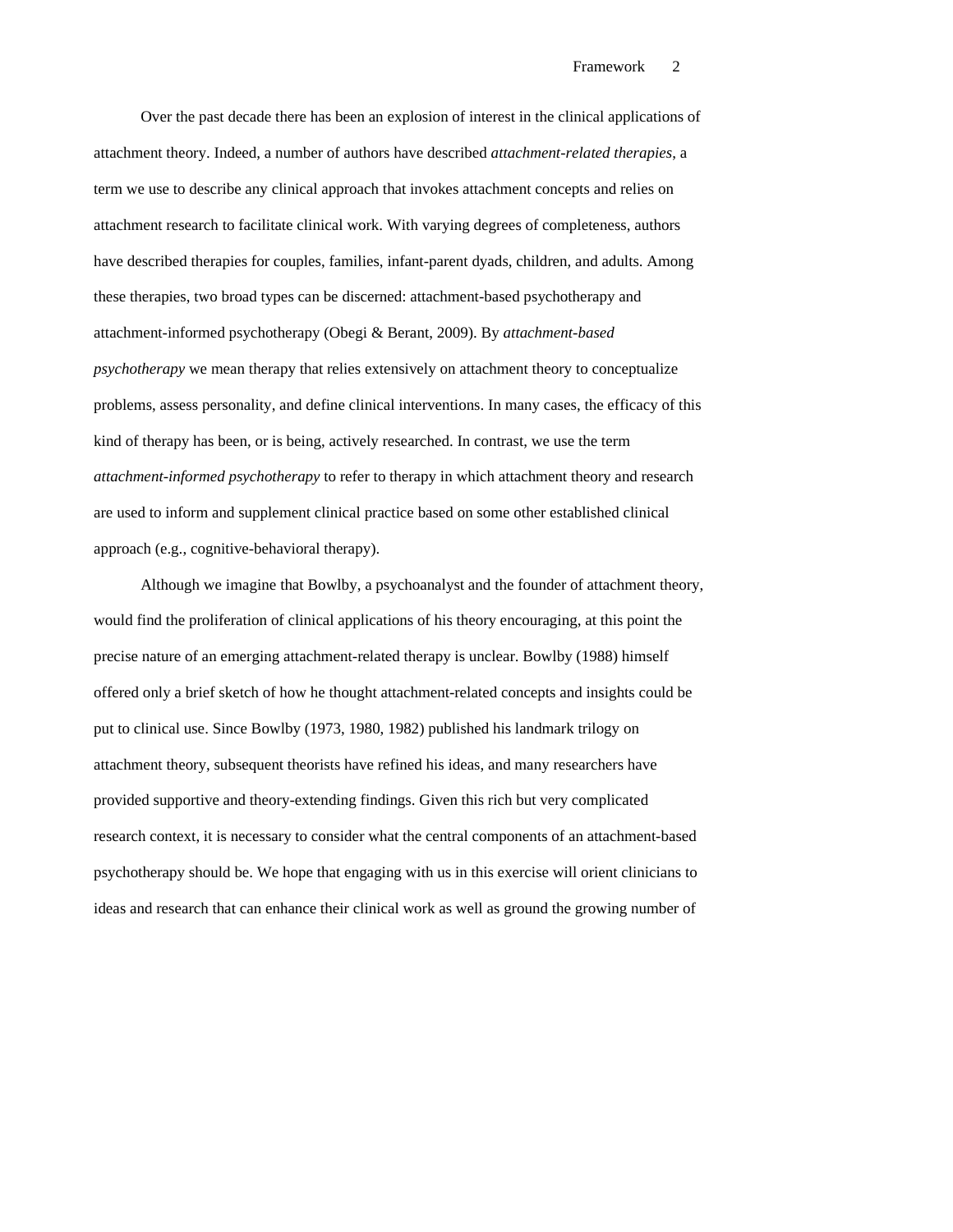Over the past decade there has been an explosion of interest in the clinical applications of attachment theory. Indeed, a number of authors have described *attachment-related therapies*, a term we use to describe any clinical approach that invokes attachment concepts and relies on attachment research to facilitate clinical work. With varying degrees of completeness, authors have described therapies for couples, families, infant-parent dyads, children, and adults. Among these therapies, two broad types can be discerned: attachment-based psychotherapy and attachment-informed psychotherapy (Obegi & Berant, 2009). By *attachment-based psychotherapy* we mean therapy that relies extensively on attachment theory to conceptualize problems, assess personality, and define clinical interventions. In many cases, the efficacy of this kind of therapy has been, or is being, actively researched. In contrast, we use the term *attachment-informed psychotherapy* to refer to therapy in which attachment theory and research are used to inform and supplement clinical practice based on some other established clinical approach (e.g., cognitive-behavioral therapy).

Although we imagine that Bowlby, a psychoanalyst and the founder of attachment theory, would find the proliferation of clinical applications of his theory encouraging, at this point the precise nature of an emerging attachment-related therapy is unclear. Bowlby (1988) himself offered only a brief sketch of how he thought attachment-related concepts and insights could be put to clinical use. Since Bowlby (1973, 1980, 1982) published his landmark trilogy on attachment theory, subsequent theorists have refined his ideas, and many researchers have provided supportive and theory-extending findings. Given this rich but very complicated research context, it is necessary to consider what the central components of an attachment-based psychotherapy should be. We hope that engaging with us in this exercise will orient clinicians to ideas and research that can enhance their clinical work as well as ground the growing number of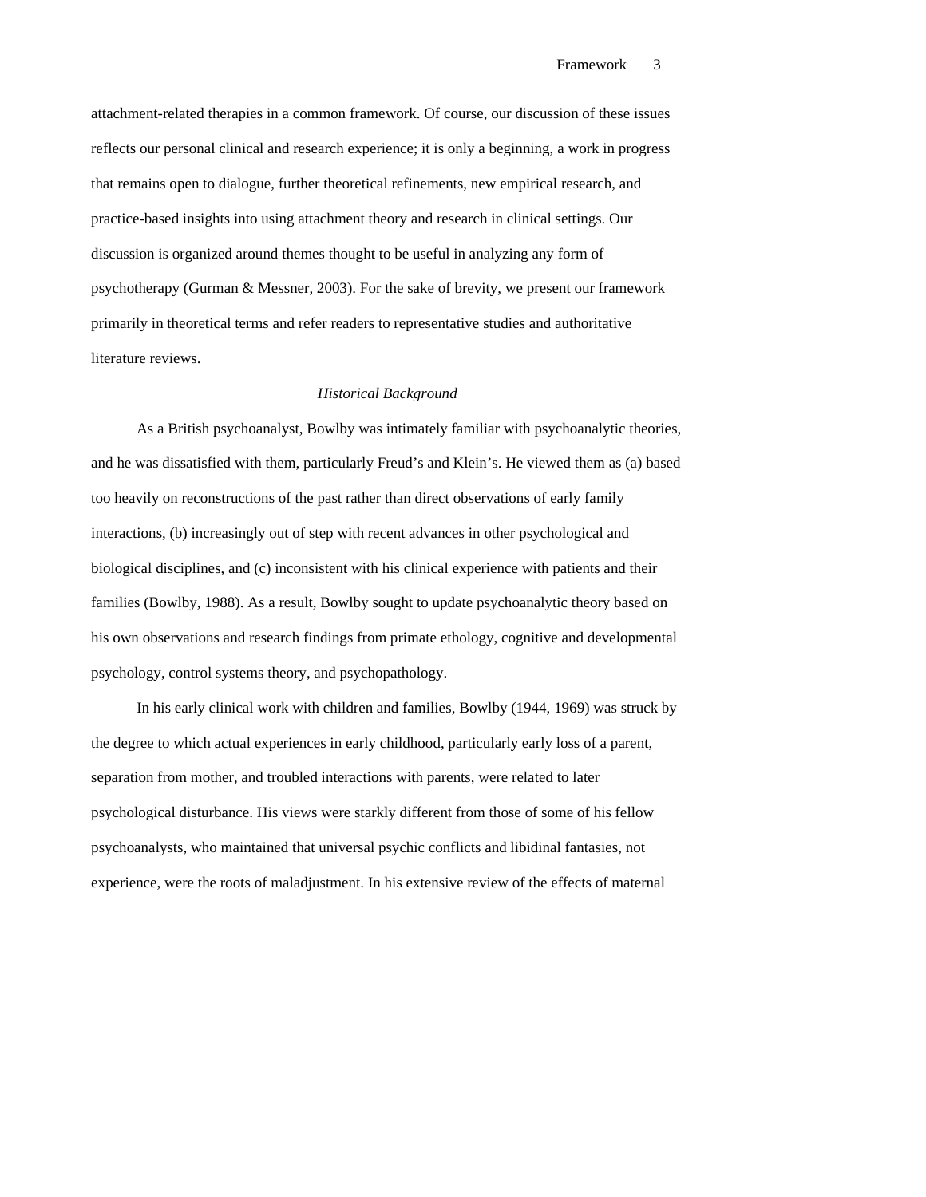attachment-related therapies in a common framework. Of course, our discussion of these issues reflects our personal clinical and research experience; it is only a beginning, a work in progress that remains open to dialogue, further theoretical refinements, new empirical research, and practice-based insights into using attachment theory and research in clinical settings. Our discussion is organized around themes thought to be useful in analyzing any form of psychotherapy (Gurman & Messner, 2003). For the sake of brevity, we present our framework primarily in theoretical terms and refer readers to representative studies and authoritative literature reviews.

## *Historical Background*

As a British psychoanalyst, Bowlby was intimately familiar with psychoanalytic theories, and he was dissatisfied with them, particularly Freud's and Klein's. He viewed them as (a) based too heavily on reconstructions of the past rather than direct observations of early family interactions, (b) increasingly out of step with recent advances in other psychological and biological disciplines, and (c) inconsistent with his clinical experience with patients and their families (Bowlby, 1988). As a result, Bowlby sought to update psychoanalytic theory based on his own observations and research findings from primate ethology, cognitive and developmental psychology, control systems theory, and psychopathology.

In his early clinical work with children and families, Bowlby (1944, 1969) was struck by the degree to which actual experiences in early childhood, particularly early loss of a parent, separation from mother, and troubled interactions with parents, were related to later psychological disturbance. His views were starkly different from those of some of his fellow psychoanalysts, who maintained that universal psychic conflicts and libidinal fantasies, not experience, were the roots of maladjustment. In his extensive review of the effects of maternal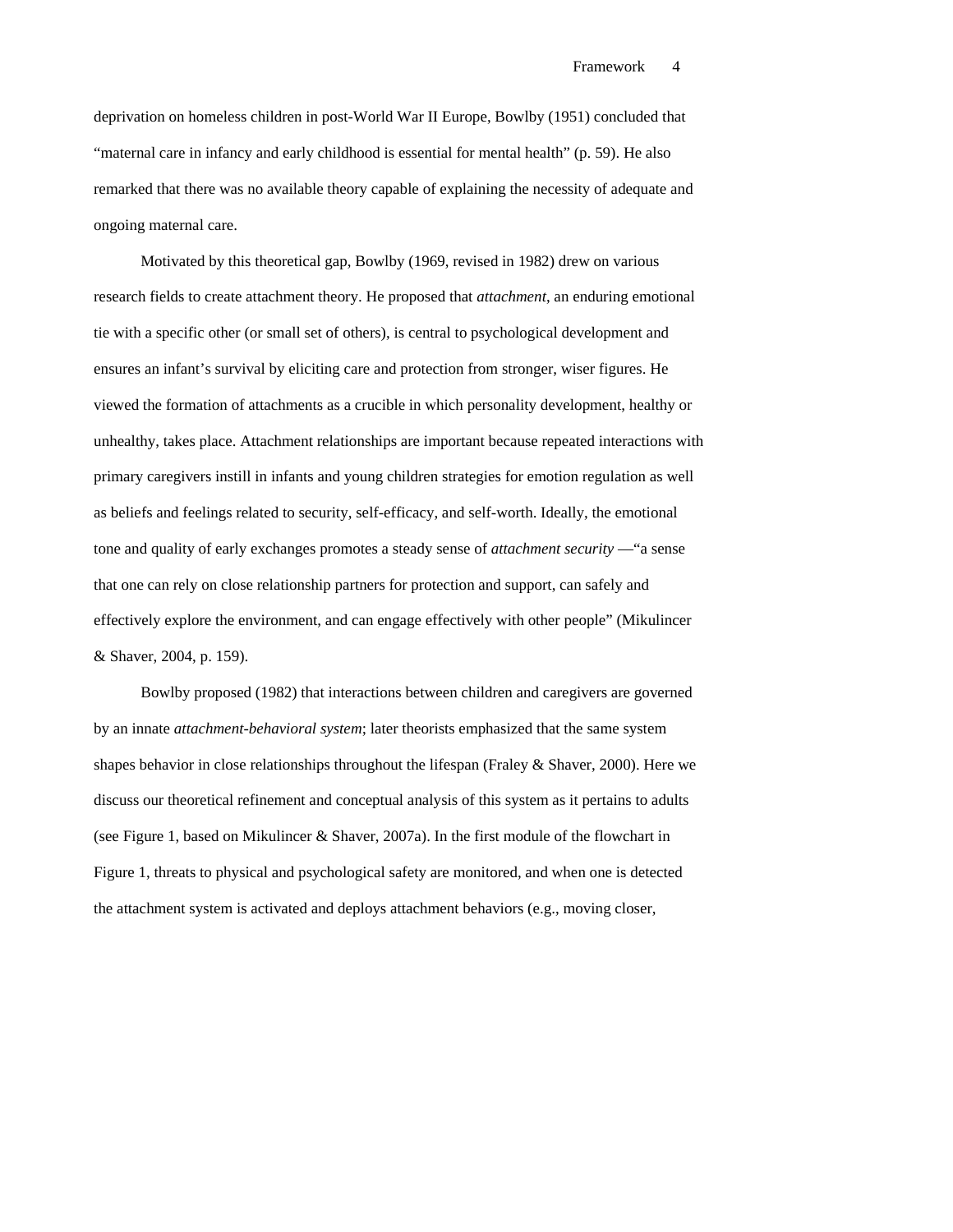deprivation on homeless children in post-World War II Europe, Bowlby (1951) concluded that "maternal care in infancy and early childhood is essential for mental health" (p. 59). He also remarked that there was no available theory capable of explaining the necessity of adequate and ongoing maternal care.

Motivated by this theoretical gap, Bowlby (1969, revised in 1982) drew on various research fields to create attachment theory. He proposed that *attachment*, an enduring emotional tie with a specific other (or small set of others), is central to psychological development and ensures an infant's survival by eliciting care and protection from stronger, wiser figures. He viewed the formation of attachments as a crucible in which personality development, healthy or unhealthy, takes place. Attachment relationships are important because repeated interactions with primary caregivers instill in infants and young children strategies for emotion regulation as well as beliefs and feelings related to security, self-efficacy, and self-worth. Ideally, the emotional tone and quality of early exchanges promotes a steady sense of *attachment security* —"a sense that one can rely on close relationship partners for protection and support, can safely and effectively explore the environment, and can engage effectively with other people" (Mikulincer & Shaver, 2004, p. 159).

Bowlby proposed (1982) that interactions between children and caregivers are governed by an innate *attachment-behavioral system*; later theorists emphasized that the same system shapes behavior in close relationships throughout the lifespan (Fraley & Shaver, 2000). Here we discuss our theoretical refinement and conceptual analysis of this system as it pertains to adults (see Figure 1, based on Mikulincer & Shaver, 2007a). In the first module of the flowchart in Figure 1, threats to physical and psychological safety are monitored, and when one is detected the attachment system is activated and deploys attachment behaviors (e.g., moving closer,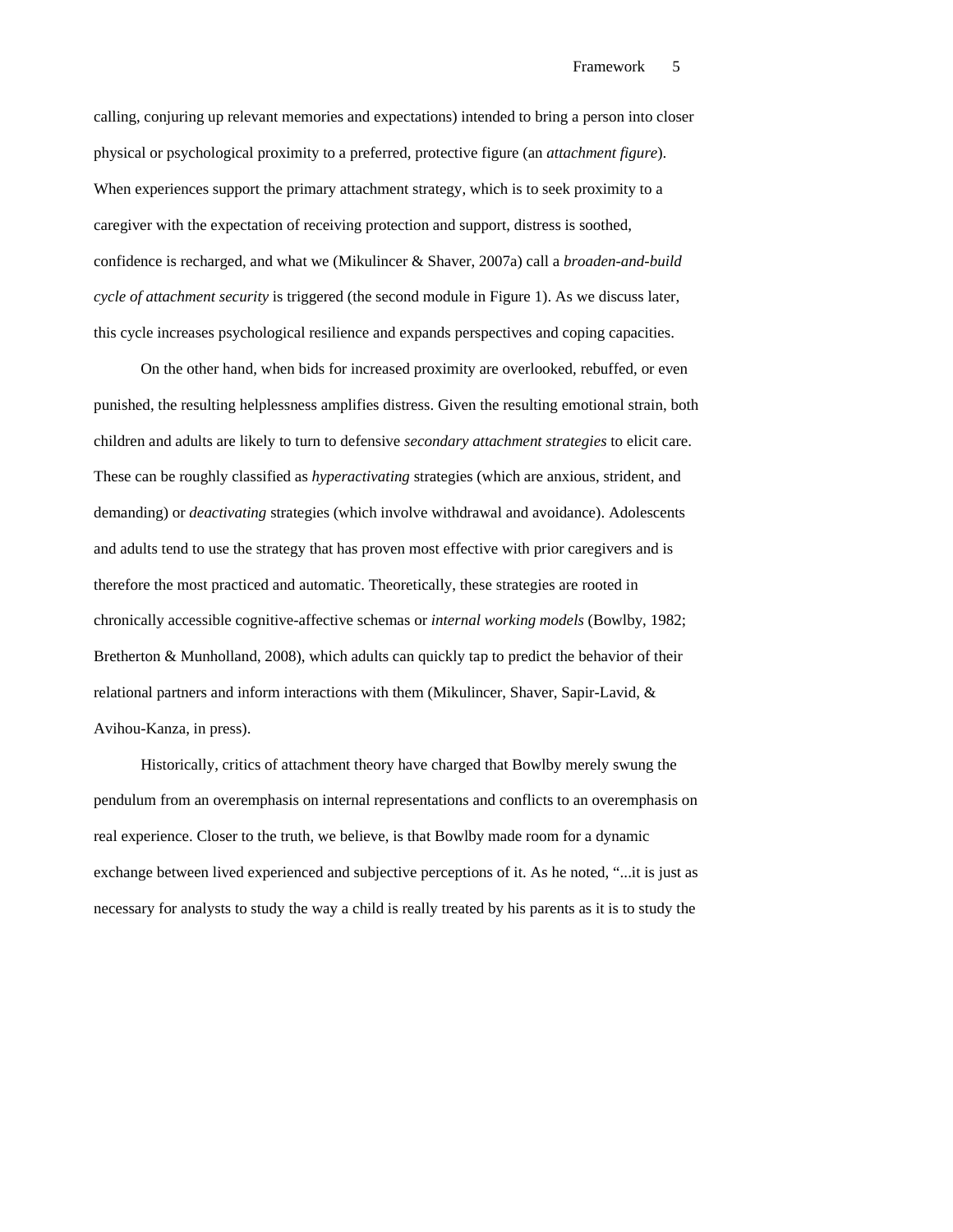calling, conjuring up relevant memories and expectations) intended to bring a person into closer physical or psychological proximity to a preferred, protective figure (an *attachment figure*). When experiences support the primary attachment strategy, which is to seek proximity to a caregiver with the expectation of receiving protection and support, distress is soothed, confidence is recharged, and what we (Mikulincer & Shaver, 2007a) call a *broaden-and-build cycle of attachment security* is triggered (the second module in Figure 1). As we discuss later, this cycle increases psychological resilience and expands perspectives and coping capacities.

On the other hand, when bids for increased proximity are overlooked, rebuffed, or even punished, the resulting helplessness amplifies distress. Given the resulting emotional strain, both children and adults are likely to turn to defensive *secondary attachment strategies* to elicit care. These can be roughly classified as *hyperactivating* strategies (which are anxious, strident, and demanding) or *deactivating* strategies (which involve withdrawal and avoidance). Adolescents and adults tend to use the strategy that has proven most effective with prior caregivers and is therefore the most practiced and automatic. Theoretically, these strategies are rooted in chronically accessible cognitive-affective schemas or *internal working models* (Bowlby, 1982; Bretherton & Munholland, 2008), which adults can quickly tap to predict the behavior of their relational partners and inform interactions with them (Mikulincer, Shaver, Sapir-Lavid, & Avihou-Kanza, in press).

Historically, critics of attachment theory have charged that Bowlby merely swung the pendulum from an overemphasis on internal representations and conflicts to an overemphasis on real experience. Closer to the truth, we believe, is that Bowlby made room for a dynamic exchange between lived experienced and subjective perceptions of it. As he noted, "...it is just as necessary for analysts to study the way a child is really treated by his parents as it is to study the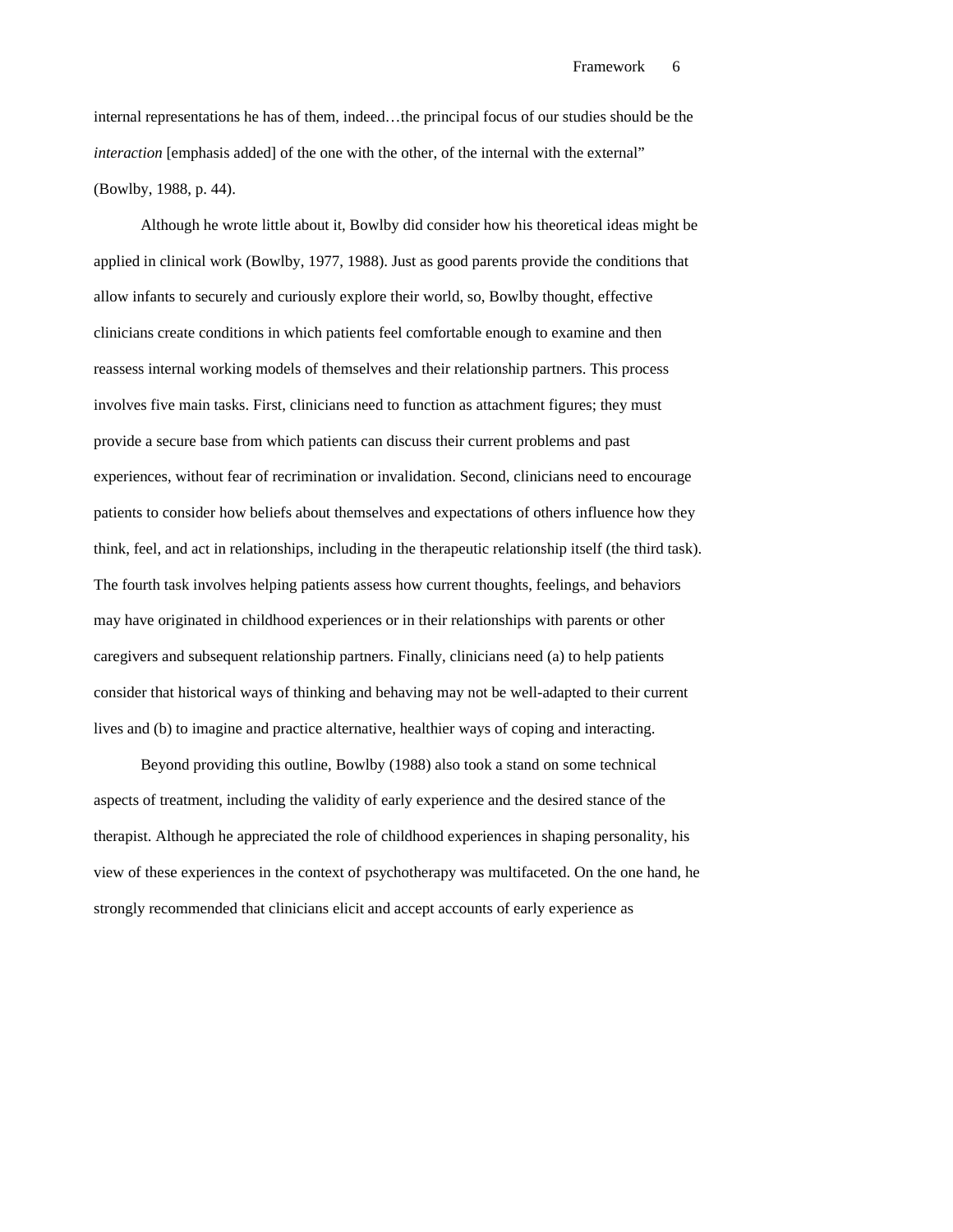internal representations he has of them, indeed…the principal focus of our studies should be the *interaction* [emphasis added] of the one with the other, of the internal with the external" (Bowlby, 1988, p. 44).

Although he wrote little about it, Bowlby did consider how his theoretical ideas might be applied in clinical work (Bowlby, 1977, 1988). Just as good parents provide the conditions that allow infants to securely and curiously explore their world, so, Bowlby thought, effective clinicians create conditions in which patients feel comfortable enough to examine and then reassess internal working models of themselves and their relationship partners. This process involves five main tasks. First, clinicians need to function as attachment figures; they must provide a secure base from which patients can discuss their current problems and past experiences, without fear of recrimination or invalidation. Second, clinicians need to encourage patients to consider how beliefs about themselves and expectations of others influence how they think, feel, and act in relationships, including in the therapeutic relationship itself (the third task). The fourth task involves helping patients assess how current thoughts, feelings, and behaviors may have originated in childhood experiences or in their relationships with parents or other caregivers and subsequent relationship partners. Finally, clinicians need (a) to help patients consider that historical ways of thinking and behaving may not be well-adapted to their current lives and (b) to imagine and practice alternative, healthier ways of coping and interacting.

Beyond providing this outline, Bowlby (1988) also took a stand on some technical aspects of treatment, including the validity of early experience and the desired stance of the therapist. Although he appreciated the role of childhood experiences in shaping personality, his view of these experiences in the context of psychotherapy was multifaceted. On the one hand, he strongly recommended that clinicians elicit and accept accounts of early experience as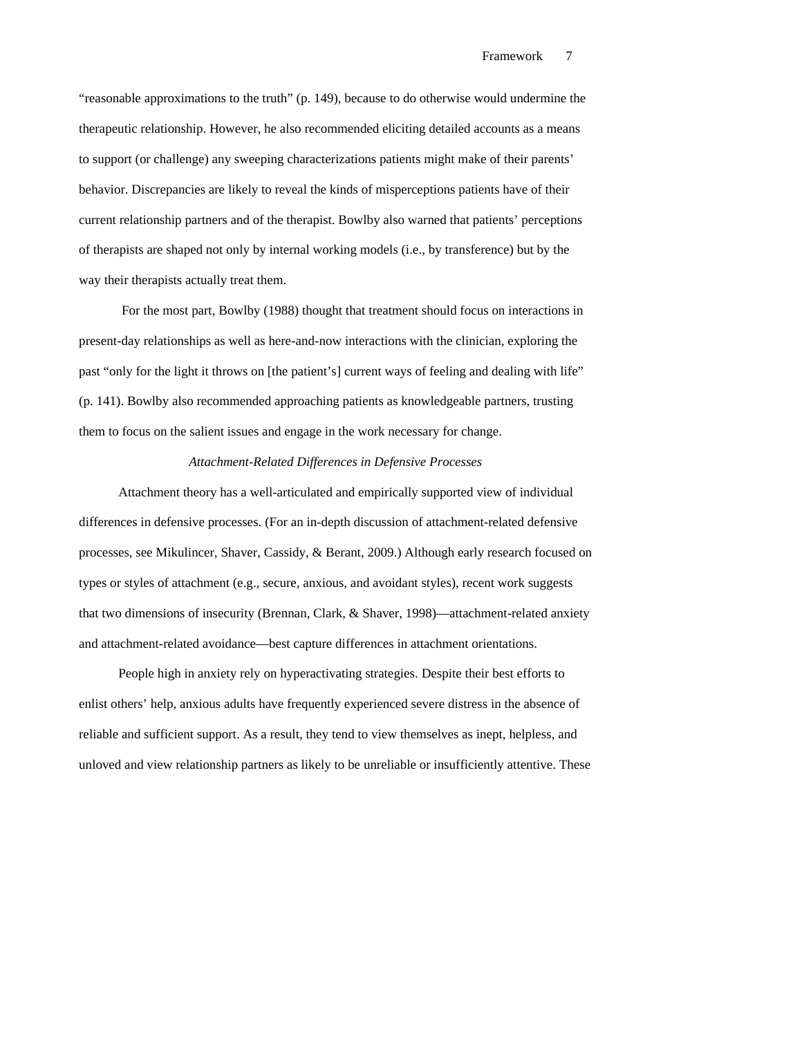"reasonable approximations to the truth" (p. 149), because to do otherwise would undermine the therapeutic relationship. However, he also recommended eliciting detailed accounts as a means to support (or challenge) any sweeping characterizations patients might make of their parents' behavior. Discrepancies are likely to reveal the kinds of misperceptions patients have of their current relationship partners and of the therapist. Bowlby also warned that patients' perceptions of therapists are shaped not only by internal working models (i.e., by transference) but by the way their therapists actually treat them.

For the most part, Bowlby (1988) thought that treatment should focus on interactions in present-day relationships as well as here-and-now interactions with the clinician, exploring the past "only for the light it throws on [the patient's] current ways of feeling and dealing with life" (p. 141). Bowlby also recommended approaching patients as knowledgeable partners, trusting them to focus on the salient issues and engage in the work necessary for change.

*Attachment-Related Differences in Defensive Processes*

Attachment theory has a well-articulated and empirically supported view of individual differences in defensive processes. (For an in-depth discussion of attachment-related defensive processes, see Mikulincer, Shaver, Cassidy, & Berant, 2009.) Although early research focused on types or styles of attachment (e.g., secure, anxious, and avoidant styles), recent work suggests that two dimensions of insecurity (Brennan, Clark, & Shaver, 1998)—attachment-related anxiety and attachment-related avoidance—best capture differences in attachment orientations.

People high in anxiety rely on hyperactivating strategies. Despite their best efforts to enlist others' help, anxious adults have frequently experienced severe distress in the absence of reliable and sufficient support. As a result, they tend to view themselves as inept, helpless, and unloved and view relationship partners as likely to be unreliable or insufficiently attentive. These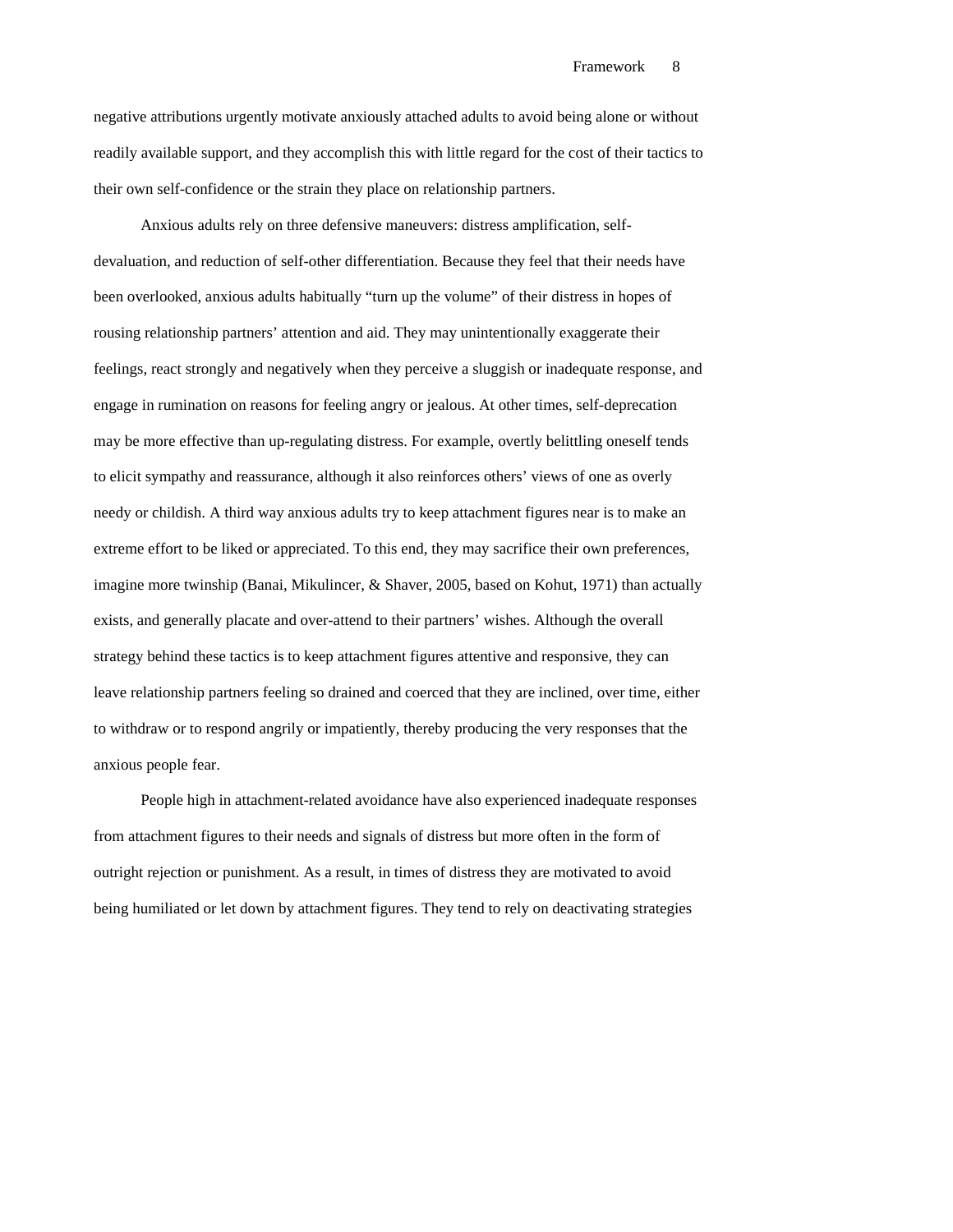negative attributions urgently motivate anxiously attached adults to avoid being alone or without readily available support, and they accomplish this with little regard for the cost of their tactics to their own self-confidence or the strain they place on relationship partners.

Anxious adults rely on three defensive maneuvers: distress amplification, self-devaluation, and reduction of self-other differentiation. Because they feel that their needs have been overlooked, anxious adults habitually "turn up the volume" of their distress in hopes of rousing relationship partners' attention and aid. They may unintentionally exaggerate their feelings, react strongly and negatively when they perceive a sluggish or inadequate response, and engage in rumination on reasons for feeling angry or jealous. At other times, self-deprecation may be more effective than up-regulating distress. For example, overtly belittling oneself tends to elicit sympathy and reassurance, although it also reinforces others' views of one as overly needy or childish. A third way anxious adults try to keep attachment figures near is to make an extreme effort to be liked or appreciated. To this end, they may sacrifice their own preferences, imagine more twinship (Banai, Mikulincer, & Shaver, 2005, based on Kohut, 1971) than actually exists, and generally placate and over-attend to their partners' wishes. Although the overall strategy behind these tactics is to keep attachment figures attentive and responsive, they can leave relationship partners feeling so drained and coerced that they are inclined, over time, either to withdraw or to respond angrily or impatiently, thereby producing the very responses that the anxious people fear.

People high in attachment-related avoidance have also experienced inadequate responses from attachment figures to their needs and signals of distress but more often in the form of outright rejection or punishment. As a result, in times of distress they are motivated to avoid being humiliated or let down by attachment figures. They tend to rely on deactivating strategies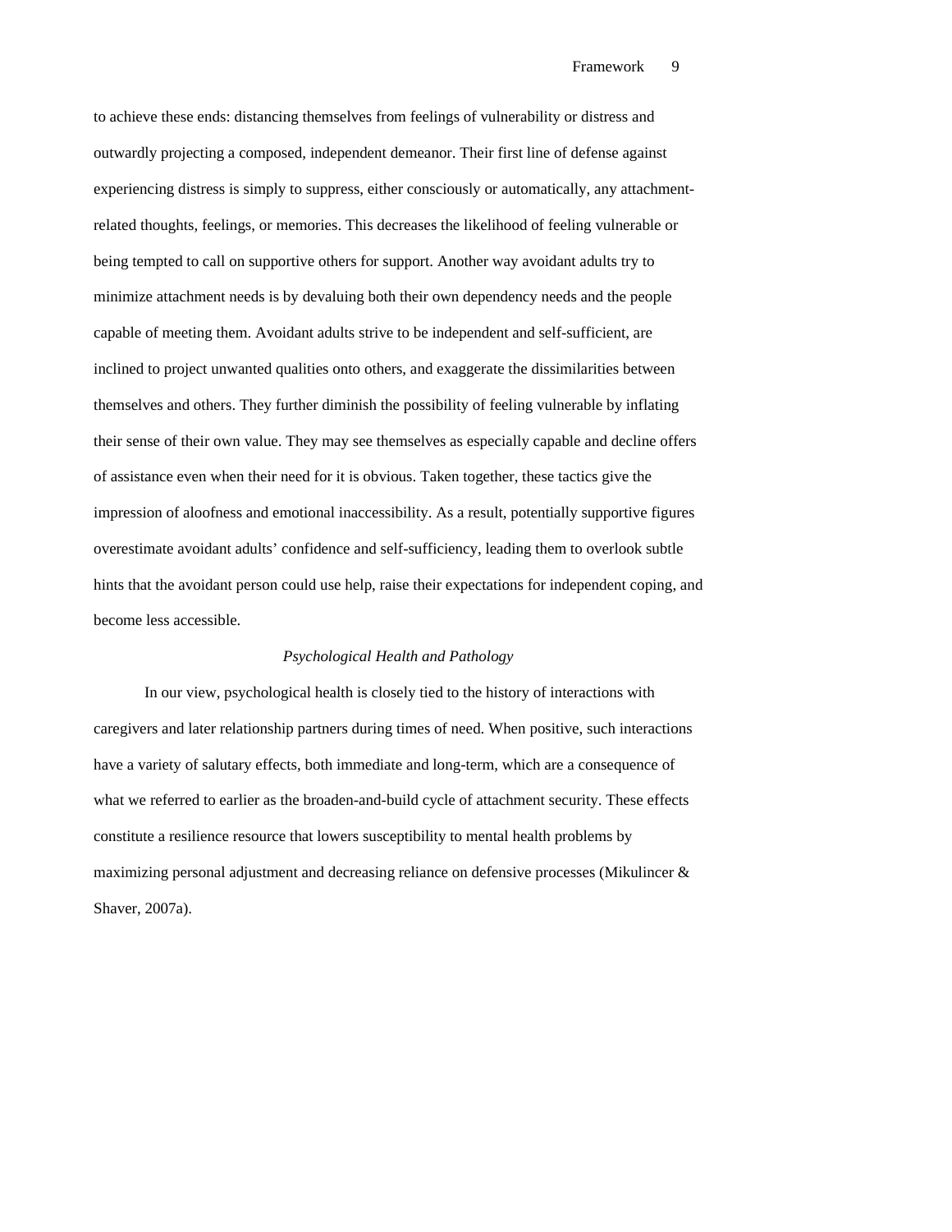to achieve these ends: distancing themselves from feelings of vulnerability or distress and outwardly projecting a composed, independent demeanor. Their first line of defense against experiencing distress is simply to suppress, either consciously or automatically, any attachment-related thoughts, feelings, or memories. This decreases the likelihood of feeling vulnerable or being tempted to call on supportive others for support. Another way avoidant adults try to minimize attachment needs is by devaluing both their own dependency needs and the people capable of meeting them. Avoidant adults strive to be independent and self-sufficient, are inclined to project unwanted qualities onto others, and exaggerate the dissimilarities between themselves and others. They further diminish the possibility of feeling vulnerable by inflating their sense of their own value. They may see themselves as especially capable and decline offers of assistance even when their need for it is obvious. Taken together, these tactics give the impression of aloofness and emotional inaccessibility. As a result, potentially supportive figures overestimate avoidant adults' confidence and self-sufficiency, leading them to overlook subtle hints that the avoidant person could use help, raise their expectations for independent coping, and become less accessible.

### *Psychological Health and Pathology*

In our view, psychological health is closely tied to the history of interactions with caregivers and later relationship partners during times of need. When positive, such interactions have a variety of salutary effects, both immediate and long-term, which are a consequence of what we referred to earlier as the broaden-and-build cycle of attachment security. These effects constitute a resilience resource that lowers susceptibility to mental health problems by maximizing personal adjustment and decreasing reliance on defensive processes (Mikulincer & Shaver, 2007a).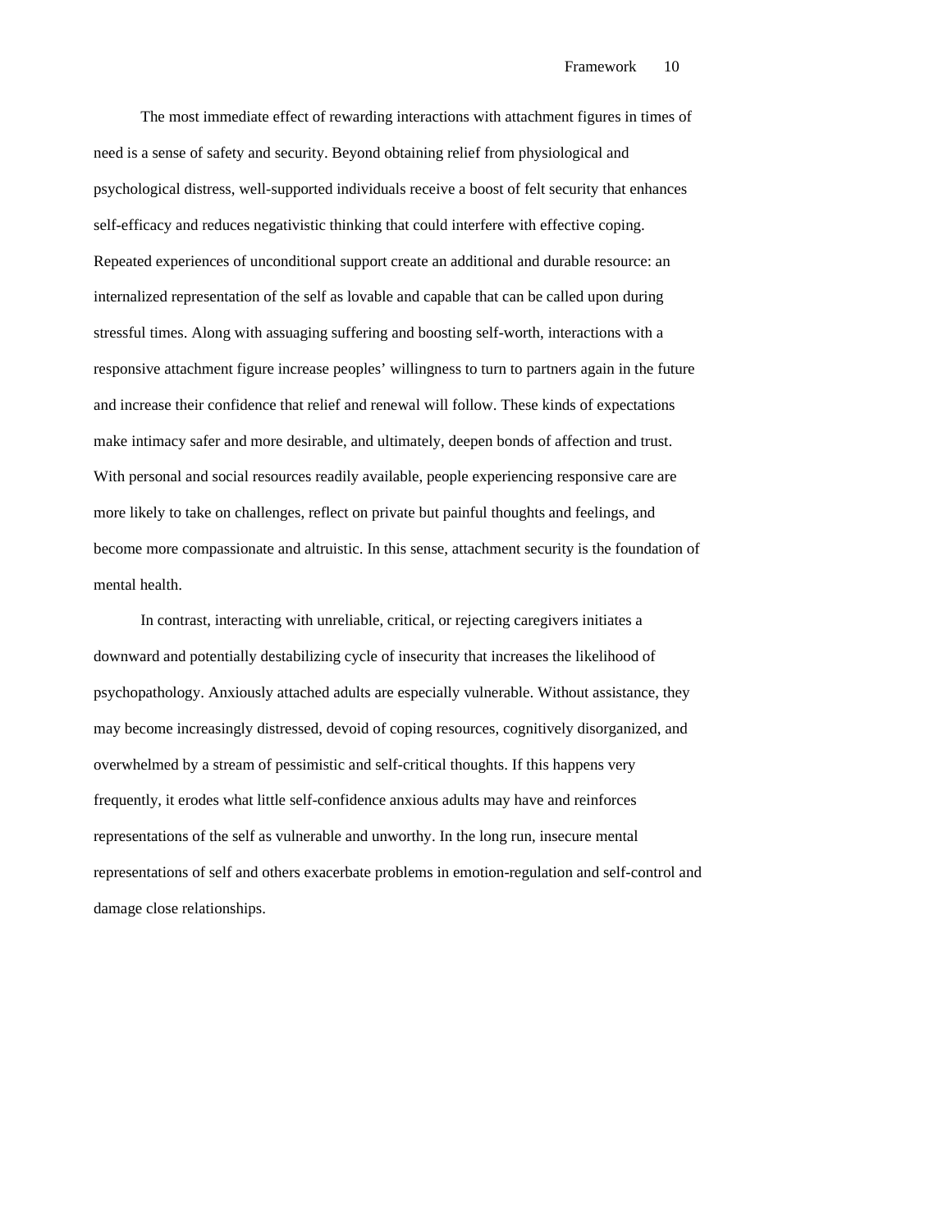The most immediate effect of rewarding interactions with attachment figures in times of need is a sense of safety and security. Beyond obtaining relief from physiological and psychological distress, well-supported individuals receive a boost of felt security that enhances self-efficacy and reduces negativistic thinking that could interfere with effective coping. Repeated experiences of unconditional support create an additional and durable resource: an internalized representation of the self as lovable and capable that can be called upon during stressful times. Along with assuaging suffering and boosting self-worth, interactions with a responsive attachment figure increase peoples' willingness to turn to partners again in the future and increase their confidence that relief and renewal will follow. These kinds of expectations make intimacy safer and more desirable, and ultimately, deepen bonds of affection and trust. With personal and social resources readily available, people experiencing responsive care are more likely to take on challenges, reflect on private but painful thoughts and feelings, and become more compassionate and altruistic. In this sense, attachment security is the foundation of mental health.

In contrast, interacting with unreliable, critical, or rejecting caregivers initiates a downward and potentially destabilizing cycle of insecurity that increases the likelihood of psychopathology. Anxiously attached adults are especially vulnerable. Without assistance, they may become increasingly distressed, devoid of coping resources, cognitively disorganized, and overwhelmed by a stream of pessimistic and self-critical thoughts. If this happens very frequently, it erodes what little self-confidence anxious adults may have and reinforces representations of the self as vulnerable and unworthy. In the long run, insecure mental representations of self and others exacerbate problems in emotion-regulation and self-control and damage close relationships.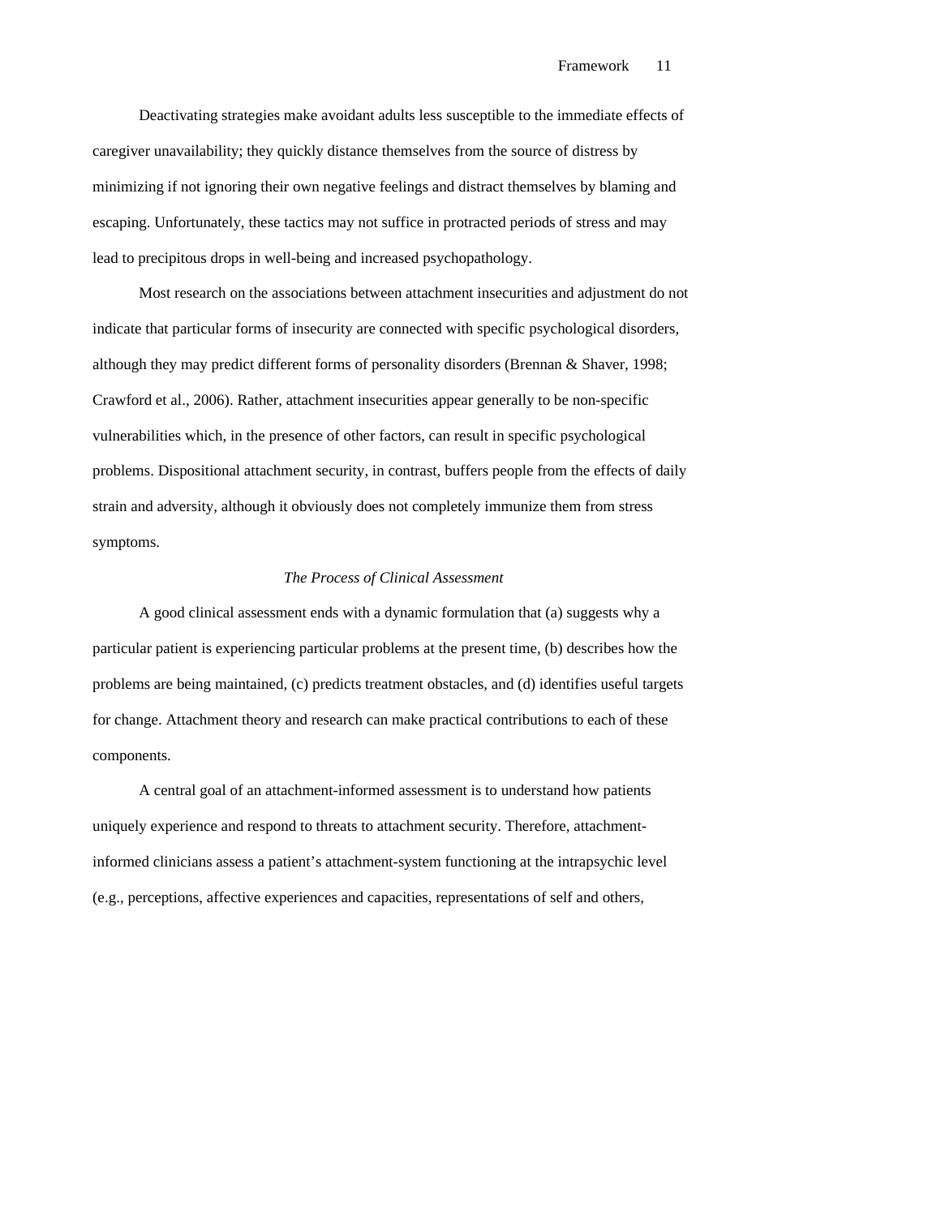Deactivating strategies make avoidant adults less susceptible to the immediate effects of caregiver unavailability; they quickly distance themselves from the source of distress by minimizing if not ignoring their own negative feelings and distract themselves by blaming and escaping. Unfortunately, these tactics may not suffice in protracted periods of stress and may lead to precipitous drops in well-being and increased psychopathology.

Most research on the associations between attachment insecurities and adjustment do not indicate that particular forms of insecurity are connected with specific psychological disorders, although they may predict different forms of personality disorders (Brennan & Shaver, 1998; Crawford et al., 2006). Rather, attachment insecurities appear generally to be non-specific vulnerabilities which, in the presence of other factors, can result in specific psychological problems. Dispositional attachment security, in contrast, buffers people from the effects of daily strain and adversity, although it obviously does not completely immunize them from stress symptoms.

### *The Process of Clinical Assessment*

A good clinical assessment ends with a dynamic formulation that (a) suggests why a particular patient is experiencing particular problems at the present time, (b) describes how the problems are being maintained, (c) predicts treatment obstacles, and (d) identifies useful targets for change. Attachment theory and research can make practical contributions to each of these components.

A central goal of an attachment-informed assessment is to understand how patients uniquely experience and respond to threats to attachment security. Therefore, attachment-informed clinicians assess a patient's attachment-system functioning at the intrapsychic level (e.g., perceptions, affective experiences and capacities, representations of self and others,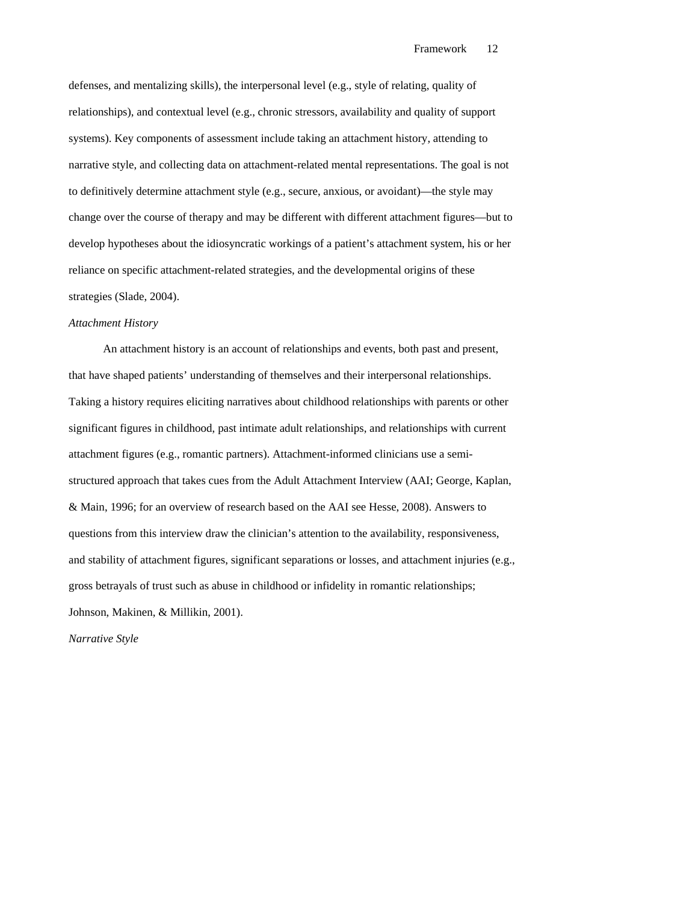defenses, and mentalizing skills), the interpersonal level (e.g., style of relating, quality of relationships), and contextual level (e.g., chronic stressors, availability and quality of support systems). Key components of assessment include taking an attachment history, attending to narrative style, and collecting data on attachment-related mental representations. The goal is not to definitively determine attachment style (e.g., secure, anxious, or avoidant)—the style may change over the course of therapy and may be different with different attachment figures—but to develop hypotheses about the idiosyncratic workings of a patient's attachment system, his or her reliance on specific attachment-related strategies, and the developmental origins of these strategies (Slade, 2004).

*Attachment History*

An attachment history is an account of relationships and events, both past and present, that have shaped patients' understanding of themselves and their interpersonal relationships. Taking a history requires eliciting narratives about childhood relationships with parents or other significant figures in childhood, past intimate adult relationships, and relationships with current attachment figures (e.g., romantic partners). Attachment-informed clinicians use a semi-structured approach that takes cues from the Adult Attachment Interview (AAI; George, Kaplan, & Main, 1996; for an overview of research based on the AAI see Hesse, 2008). Answers to questions from this interview draw the clinician's attention to the availability, responsiveness, and stability of attachment figures, significant separations or losses, and attachment injuries (e.g., gross betrayals of trust such as abuse in childhood or infidelity in romantic relationships; Johnson, Makinen, & Millikin, 2001).

*Narrative Style*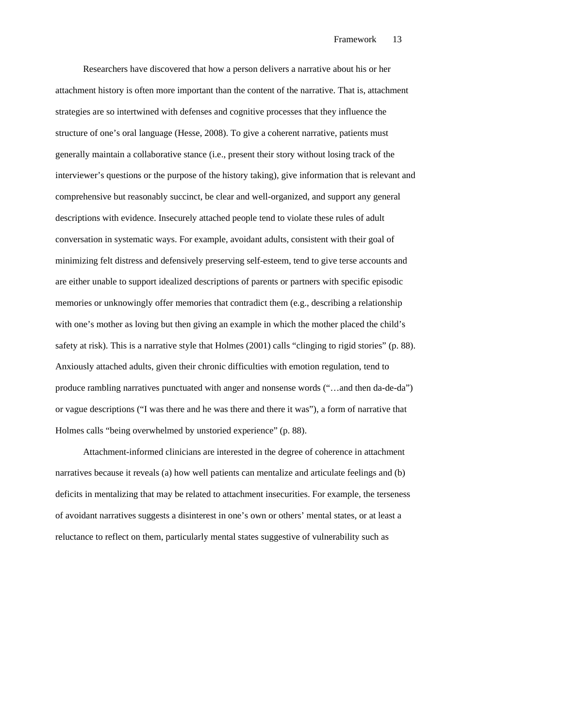Researchers have discovered that how a person delivers a narrative about his or her attachment history is often more important than the content of the narrative. That is, attachment strategies are so intertwined with defenses and cognitive processes that they influence the structure of one's oral language (Hesse, 2008). To give a coherent narrative, patients must generally maintain a collaborative stance (i.e., present their story without losing track of the interviewer's questions or the purpose of the history taking), give information that is relevant and comprehensive but reasonably succinct, be clear and well-organized, and support any general descriptions with evidence. Insecurely attached people tend to violate these rules of adult conversation in systematic ways. For example, avoidant adults, consistent with their goal of minimizing felt distress and defensively preserving self-esteem, tend to give terse accounts and are either unable to support idealized descriptions of parents or partners with specific episodic memories or unknowingly offer memories that contradict them (e.g., describing a relationship with one's mother as loving but then giving an example in which the mother placed the child's safety at risk). This is a narrative style that Holmes (2001) calls "clinging to rigid stories" (p. 88). Anxiously attached adults, given their chronic difficulties with emotion regulation, tend to produce rambling narratives punctuated with anger and nonsense words ("…and then da-de-da") or vague descriptions ("I was there and he was there and there it was"), a form of narrative that Holmes calls "being overwhelmed by unstoried experience" (p. 88).

Attachment-informed clinicians are interested in the degree of coherence in attachment narratives because it reveals (a) how well patients can mentalize and articulate feelings and (b) deficits in mentalizing that may be related to attachment insecurities. For example, the terseness of avoidant narratives suggests a disinterest in one's own or others' mental states, or at least a reluctance to reflect on them, particularly mental states suggestive of vulnerability such as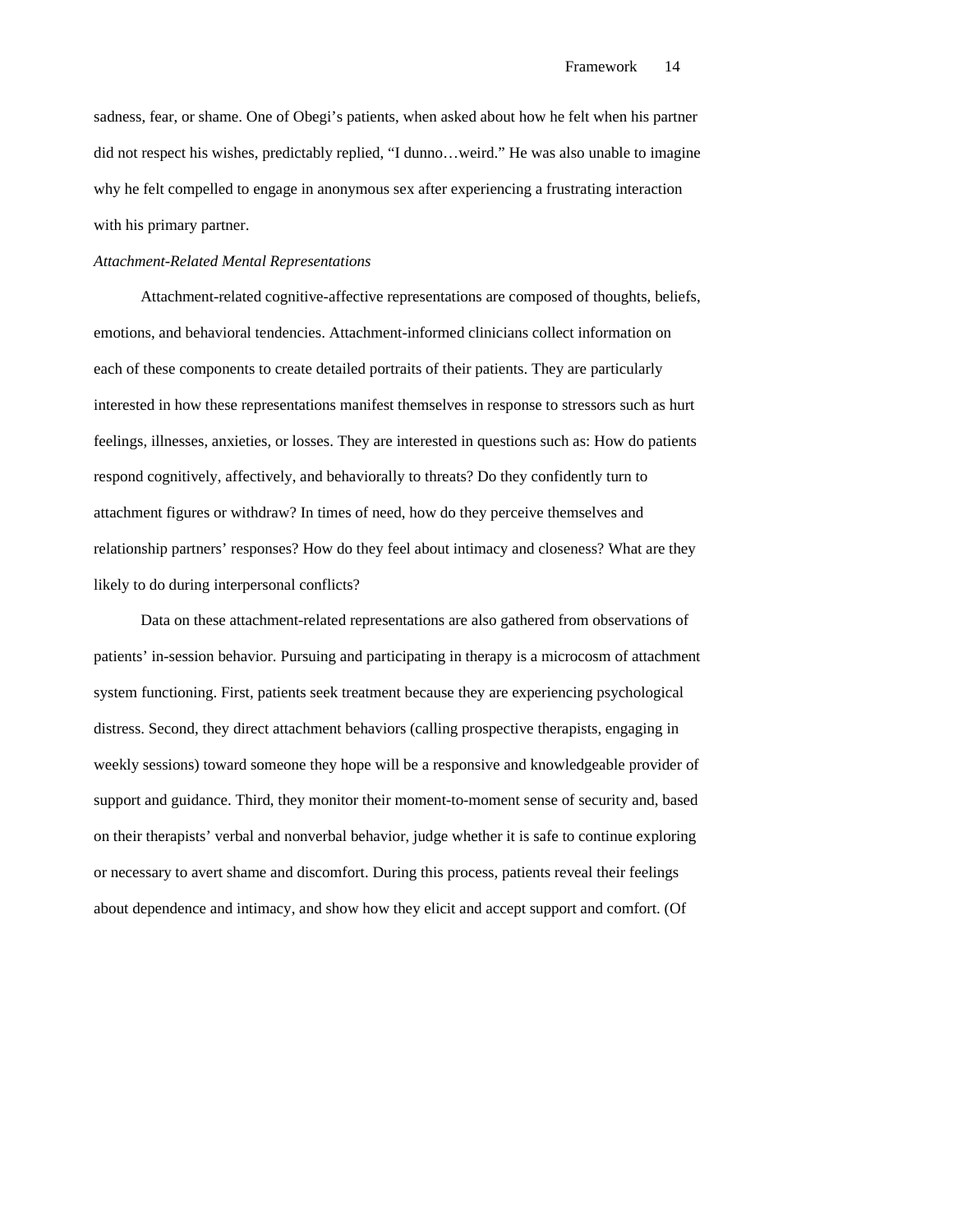sadness, fear, or shame. One of Obegi's patients, when asked about how he felt when his partner did not respect his wishes, predictably replied, "I dunno…weird." He was also unable to imagine why he felt compelled to engage in anonymous sex after experiencing a frustrating interaction with his primary partner.

*Attachment-Related Mental Representations*

Attachment-related cognitive-affective representations are composed of thoughts, beliefs, emotions, and behavioral tendencies. Attachment-informed clinicians collect information on each of these components to create detailed portraits of their patients. They are particularly interested in how these representations manifest themselves in response to stressors such as hurt feelings, illnesses, anxieties, or losses. They are interested in questions such as: How do patients respond cognitively, affectively, and behaviorally to threats? Do they confidently turn to attachment figures or withdraw? In times of need, how do they perceive themselves and relationship partners' responses? How do they feel about intimacy and closeness? What are they likely to do during interpersonal conflicts?

Data on these attachment-related representations are also gathered from observations of patients' in-session behavior. Pursuing and participating in therapy is a microcosm of attachment system functioning. First, patients seek treatment because they are experiencing psychological distress. Second, they direct attachment behaviors (calling prospective therapists, engaging in weekly sessions) toward someone they hope will be a responsive and knowledgeable provider of support and guidance. Third, they monitor their moment-to-moment sense of security and, based on their therapists' verbal and nonverbal behavior, judge whether it is safe to continue exploring or necessary to avert shame and discomfort. During this process, patients reveal their feelings about dependence and intimacy, and show how they elicit and accept support and comfort. (Of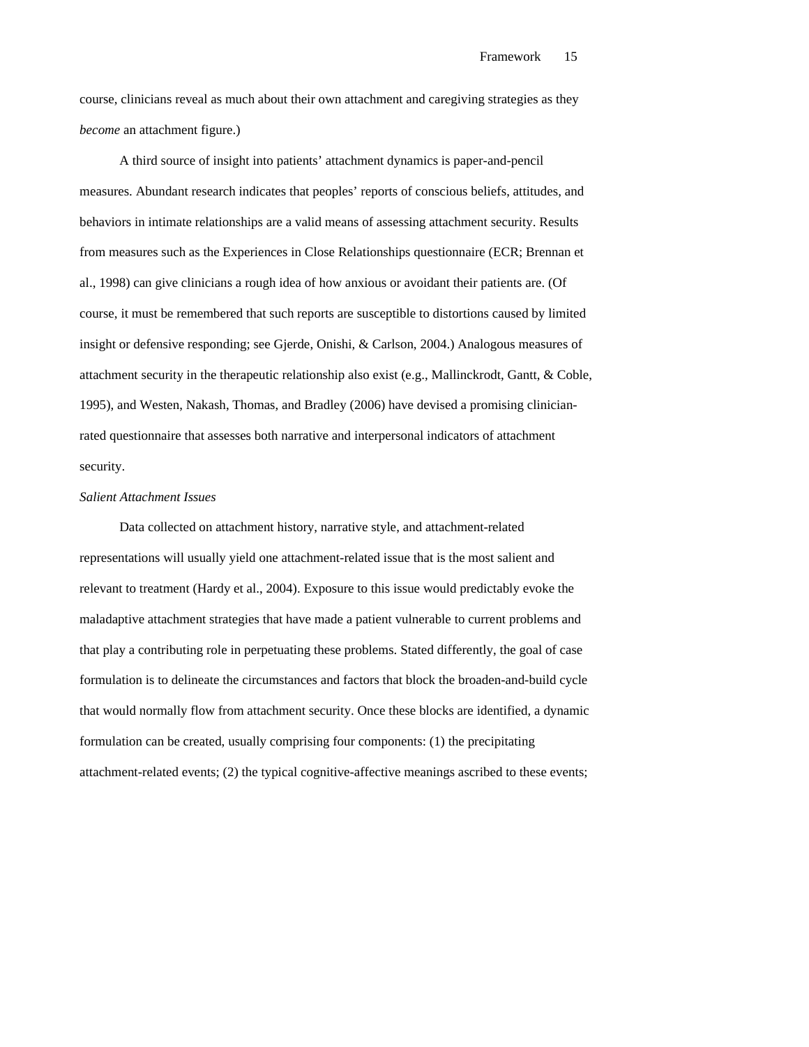course, clinicians reveal as much about their own attachment and caregiving strategies as they *become* an attachment figure.)

A third source of insight into patients' attachment dynamics is paper-and-pencil measures. Abundant research indicates that peoples' reports of conscious beliefs, attitudes, and behaviors in intimate relationships are a valid means of assessing attachment security. Results from measures such as the Experiences in Close Relationships questionnaire (ECR; Brennan et al., 1998) can give clinicians a rough idea of how anxious or avoidant their patients are. (Of course, it must be remembered that such reports are susceptible to distortions caused by limited insight or defensive responding; see Gjerde, Onishi, & Carlson, 2004.) Analogous measures of attachment security in the therapeutic relationship also exist (e.g., Mallinckrodt, Gantt, & Coble, 1995), and Westen, Nakash, Thomas, and Bradley (2006) have devised a promising clinician-rated questionnaire that assesses both narrative and interpersonal indicators of attachment security.

*Salient Attachment Issues*

Data collected on attachment history, narrative style, and attachment-related representations will usually yield one attachment-related issue that is the most salient and relevant to treatment (Hardy et al., 2004). Exposure to this issue would predictably evoke the maladaptive attachment strategies that have made a patient vulnerable to current problems and that play a contributing role in perpetuating these problems. Stated differently, the goal of case formulation is to delineate the circumstances and factors that block the broaden-and-build cycle that would normally flow from attachment security. Once these blocks are identified, a dynamic formulation can be created, usually comprising four components: (1) the precipitating attachment-related events; (2) the typical cognitive-affective meanings ascribed to these events;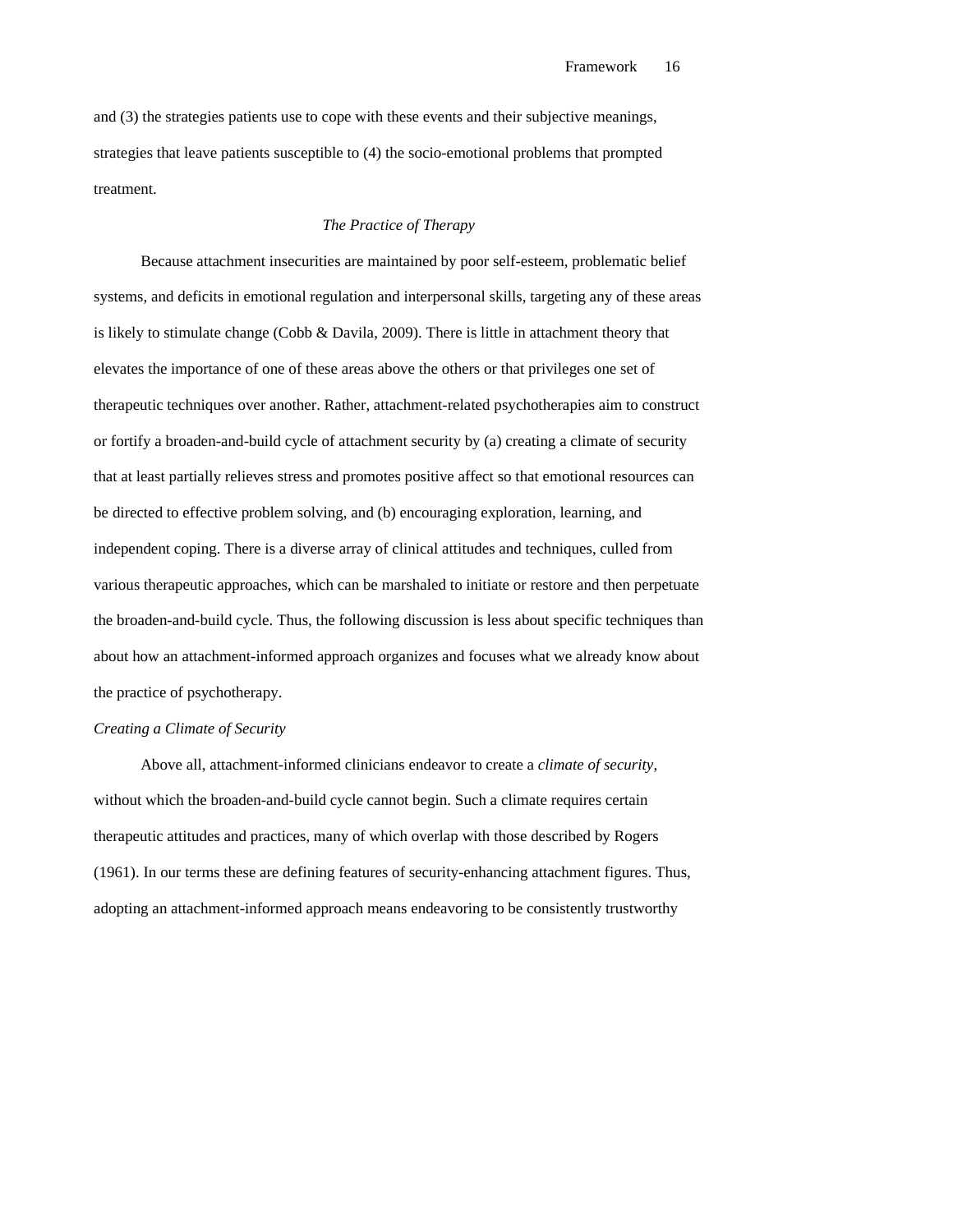and (3) the strategies patients use to cope with these events and their subjective meanings, strategies that leave patients susceptible to (4) the socio-emotional problems that prompted treatment.

## *The Practice of Therapy*

Because attachment insecurities are maintained by poor self-esteem, problematic belief systems, and deficits in emotional regulation and interpersonal skills, targeting any of these areas is likely to stimulate change (Cobb & Davila, 2009). There is little in attachment theory that elevates the importance of one of these areas above the others or that privileges one set of therapeutic techniques over another. Rather, attachment-related psychotherapies aim to construct or fortify a broaden-and-build cycle of attachment security by (a) creating a climate of security that at least partially relieves stress and promotes positive affect so that emotional resources can be directed to effective problem solving, and (b) encouraging exploration, learning, and independent coping. There is a diverse array of clinical attitudes and techniques, culled from various therapeutic approaches, which can be marshaled to initiate or restore and then perpetuate the broaden-and-build cycle. Thus, the following discussion is less about specific techniques than about how an attachment-informed approach organizes and focuses what we already know about the practice of psychotherapy.

### *Creating a Climate of Security*

Above all, attachment-informed clinicians endeavor to create a *climate of security*, without which the broaden-and-build cycle cannot begin. Such a climate requires certain therapeutic attitudes and practices, many of which overlap with those described by Rogers (1961). In our terms these are defining features of security-enhancing attachment figures. Thus, adopting an attachment-informed approach means endeavoring to be consistently trustworthy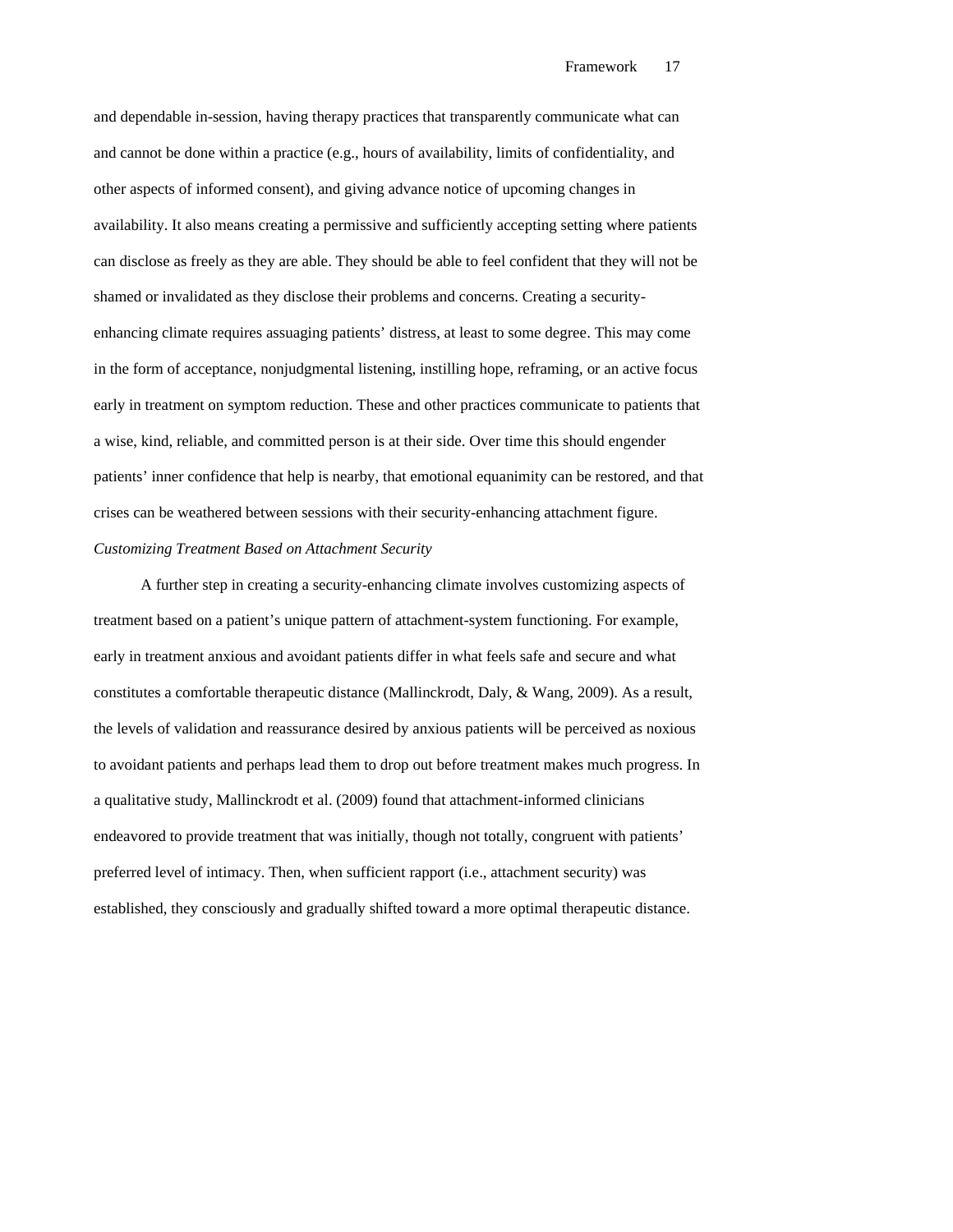and dependable in-session, having therapy practices that transparently communicate what can and cannot be done within a practice (e.g., hours of availability, limits of confidentiality, and other aspects of informed consent), and giving advance notice of upcoming changes in availability. It also means creating a permissive and sufficiently accepting setting where patients can disclose as freely as they are able. They should be able to feel confident that they will not be shamed or invalidated as they disclose their problems and concerns. Creating a security-enhancing climate requires assuaging patients' distress, at least to some degree. This may come in the form of acceptance, nonjudgmental listening, instilling hope, reframing, or an active focus early in treatment on symptom reduction. These and other practices communicate to patients that a wise, kind, reliable, and committed person is at their side. Over time this should engender patients' inner confidence that help is nearby, that emotional equanimity can be restored, and that crises can be weathered between sessions with their security-enhancing attachment figure.

*Customizing Treatment Based on Attachment Security*

A further step in creating a security-enhancing climate involves customizing aspects of treatment based on a patient's unique pattern of attachment-system functioning. For example, early in treatment anxious and avoidant patients differ in what feels safe and secure and what constitutes a comfortable therapeutic distance (Mallinckrodt, Daly, & Wang, 2009). As a result, the levels of validation and reassurance desired by anxious patients will be perceived as noxious to avoidant patients and perhaps lead them to drop out before treatment makes much progress. In a qualitative study, Mallinckrodt et al. (2009) found that attachment-informed clinicians endeavored to provide treatment that was initially, though not totally, congruent with patients' preferred level of intimacy. Then, when sufficient rapport (i.e., attachment security) was established, they consciously and gradually shifted toward a more optimal therapeutic distance.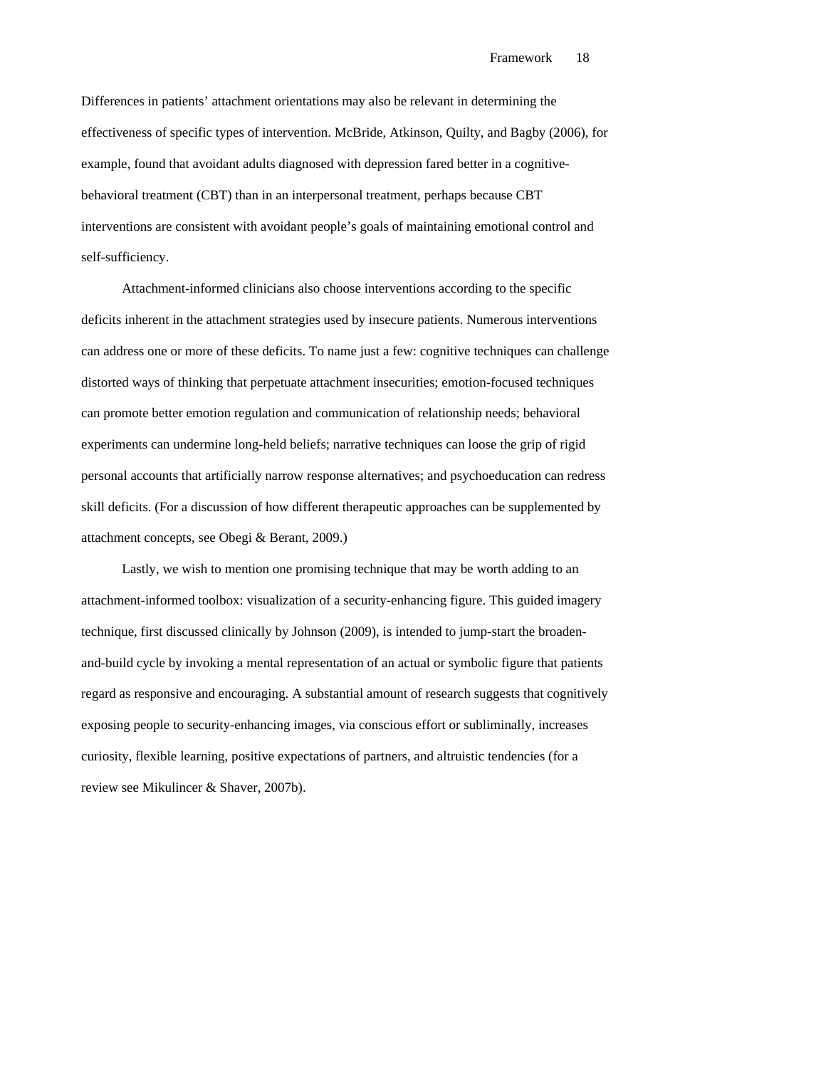Differences in patients' attachment orientations may also be relevant in determining the effectiveness of specific types of intervention. McBride, Atkinson, Quilty, and Bagby (2006), for example, found that avoidant adults diagnosed with depression fared better in a cognitive-behavioral treatment (CBT) than in an interpersonal treatment, perhaps because CBT interventions are consistent with avoidant people's goals of maintaining emotional control and self-sufficiency.

Attachment-informed clinicians also choose interventions according to the specific deficits inherent in the attachment strategies used by insecure patients. Numerous interventions can address one or more of these deficits. To name just a few: cognitive techniques can challenge distorted ways of thinking that perpetuate attachment insecurities; emotion-focused techniques can promote better emotion regulation and communication of relationship needs; behavioral experiments can undermine long-held beliefs; narrative techniques can loose the grip of rigid personal accounts that artificially narrow response alternatives; and psychoeducation can redress skill deficits. (For a discussion of how different therapeutic approaches can be supplemented by attachment concepts, see Obegi & Berant, 2009.)

Lastly, we wish to mention one promising technique that may be worth adding to an attachment-informed toolbox: visualization of a security-enhancing figure. This guided imagery technique, first discussed clinically by Johnson (2009), is intended to jump-start the broaden-and-build cycle by invoking a mental representation of an actual or symbolic figure that patients regard as responsive and encouraging. A substantial amount of research suggests that cognitively exposing people to security-enhancing images, via conscious effort or subliminally, increases curiosity, flexible learning, positive expectations of partners, and altruistic tendencies (for a review see Mikulincer & Shaver, 2007b).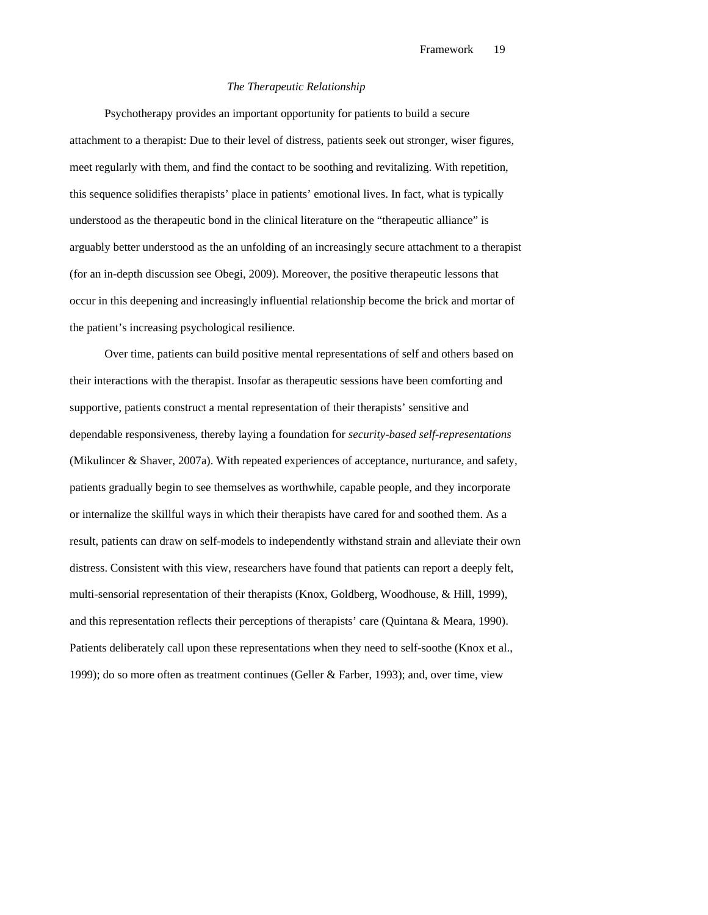*The Therapeutic Relationship*

Psychotherapy provides an important opportunity for patients to build a secure attachment to a therapist: Due to their level of distress, patients seek out stronger, wiser figures, meet regularly with them, and find the contact to be soothing and revitalizing. With repetition, this sequence solidifies therapists' place in patients' emotional lives. In fact, what is typically understood as the therapeutic bond in the clinical literature on the "therapeutic alliance" is arguably better understood as the an unfolding of an increasingly secure attachment to a therapist (for an in-depth discussion see Obegi, 2009). Moreover, the positive therapeutic lessons that occur in this deepening and increasingly influential relationship become the brick and mortar of the patient's increasing psychological resilience.

Over time, patients can build positive mental representations of self and others based on their interactions with the therapist. Insofar as therapeutic sessions have been comforting and supportive, patients construct a mental representation of their therapists' sensitive and dependable responsiveness, thereby laying a foundation for *security-based self-representations* (Mikulincer & Shaver, 2007a). With repeated experiences of acceptance, nurturance, and safety, patients gradually begin to see themselves as worthwhile, capable people, and they incorporate or internalize the skillful ways in which their therapists have cared for and soothed them. As a result, patients can draw on self-models to independently withstand strain and alleviate their own distress. Consistent with this view, researchers have found that patients can report a deeply felt, multi-sensorial representation of their therapists (Knox, Goldberg, Woodhouse, & Hill, 1999), and this representation reflects their perceptions of therapists' care (Quintana & Meara, 1990). Patients deliberately call upon these representations when they need to self-soothe (Knox et al., 1999); do so more often as treatment continues (Geller & Farber, 1993); and, over time, view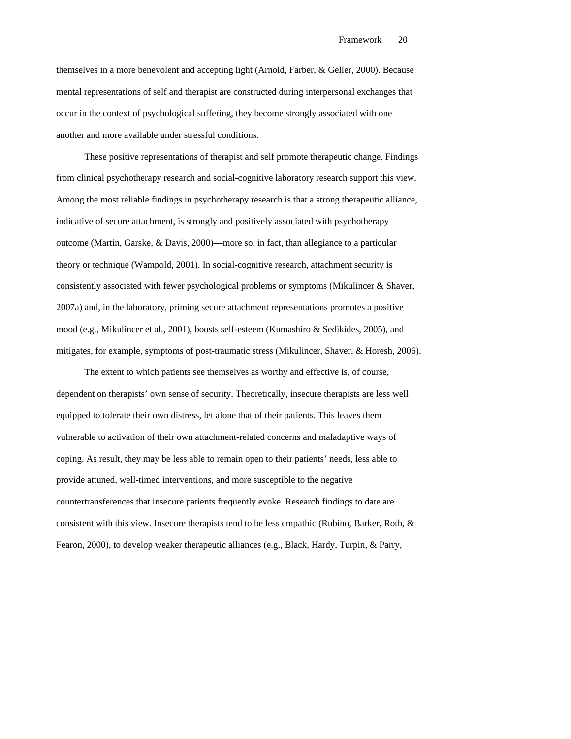themselves in a more benevolent and accepting light (Arnold, Farber, & Geller, 2000). Because mental representations of self and therapist are constructed during interpersonal exchanges that occur in the context of psychological suffering, they become strongly associated with one another and more available under stressful conditions.

These positive representations of therapist and self promote therapeutic change. Findings from clinical psychotherapy research and social-cognitive laboratory research support this view. Among the most reliable findings in psychotherapy research is that a strong therapeutic alliance, indicative of secure attachment, is strongly and positively associated with psychotherapy outcome (Martin, Garske, & Davis, 2000)—more so, in fact, than allegiance to a particular theory or technique (Wampold, 2001). In social-cognitive research, attachment security is consistently associated with fewer psychological problems or symptoms (Mikulincer & Shaver, 2007a) and, in the laboratory, priming secure attachment representations promotes a positive mood (e.g., Mikulincer et al., 2001), boosts self-esteem (Kumashiro & Sedikides, 2005), and mitigates, for example, symptoms of post-traumatic stress (Mikulincer, Shaver, & Horesh, 2006).

The extent to which patients see themselves as worthy and effective is, of course, dependent on therapists' own sense of security. Theoretically, insecure therapists are less well equipped to tolerate their own distress, let alone that of their patients. This leaves them vulnerable to activation of their own attachment-related concerns and maladaptive ways of coping. As result, they may be less able to remain open to their patients' needs, less able to provide attuned, well-timed interventions, and more susceptible to the negative countertransferences that insecure patients frequently evoke. Research findings to date are consistent with this view. Insecure therapists tend to be less empathic (Rubino, Barker, Roth, & Fearon, 2000), to develop weaker therapeutic alliances (e.g., Black, Hardy, Turpin, & Parry,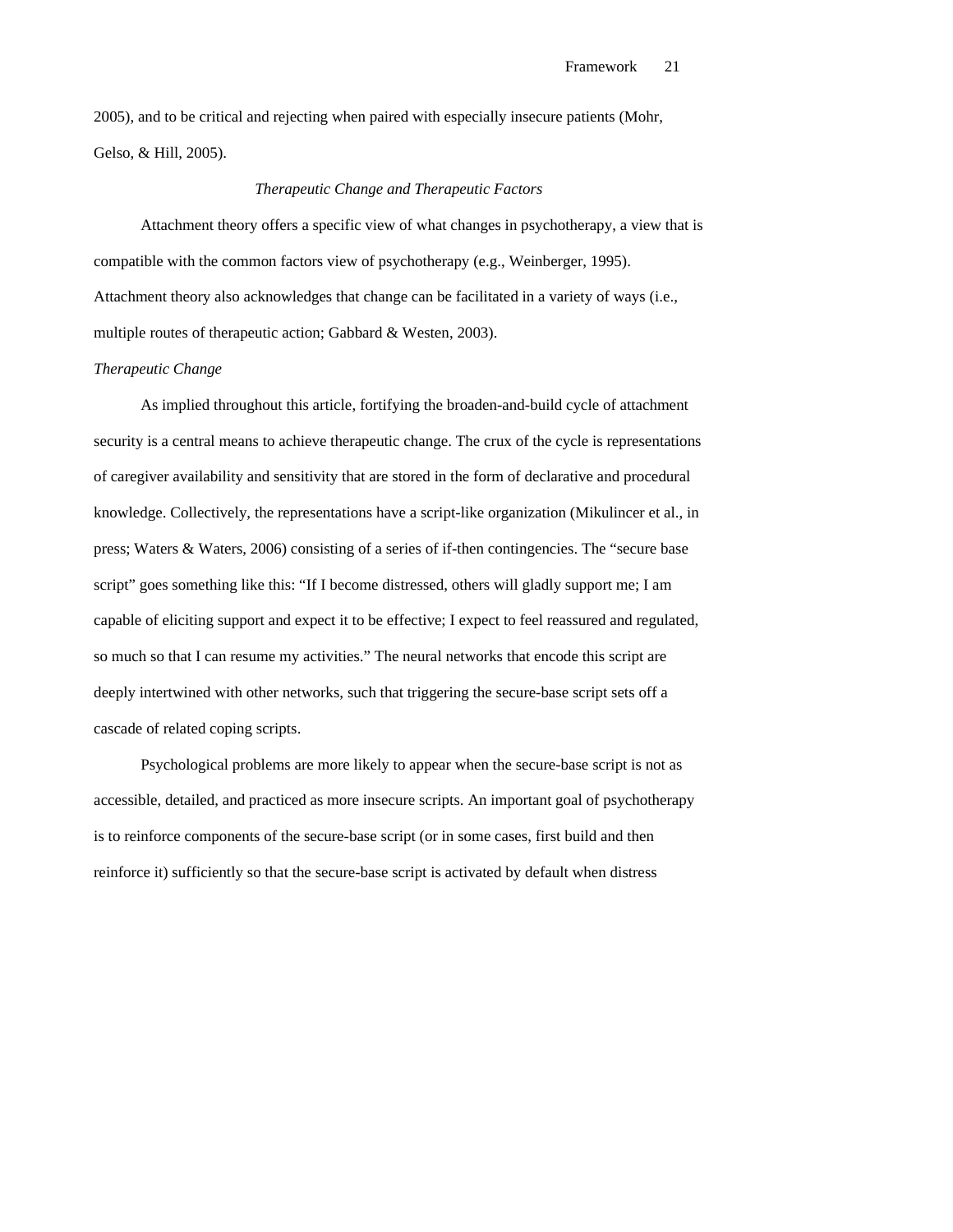2005), and to be critical and rejecting when paired with especially insecure patients (Mohr, Gelso, & Hill, 2005).

## *Therapeutic Change and Therapeutic Factors*

Attachment theory offers a specific view of what changes in psychotherapy, a view that is compatible with the common factors view of psychotherapy (e.g., Weinberger, 1995). Attachment theory also acknowledges that change can be facilitated in a variety of ways (i.e., multiple routes of therapeutic action; Gabbard & Westen, 2003).

### *Therapeutic Change*

As implied throughout this article, fortifying the broaden-and-build cycle of attachment security is a central means to achieve therapeutic change. The crux of the cycle is representations of caregiver availability and sensitivity that are stored in the form of declarative and procedural knowledge. Collectively, the representations have a script-like organization (Mikulincer et al., in press; Waters & Waters, 2006) consisting of a series of if-then contingencies. The "secure base script" goes something like this: "If I become distressed, others will gladly support me; I am capable of eliciting support and expect it to be effective; I expect to feel reassured and regulated, so much so that I can resume my activities." The neural networks that encode this script are deeply intertwined with other networks, such that triggering the secure-base script sets off a cascade of related coping scripts.

Psychological problems are more likely to appear when the secure-base script is not as accessible, detailed, and practiced as more insecure scripts. An important goal of psychotherapy is to reinforce components of the secure-base script (or in some cases, first build and then reinforce it) sufficiently so that the secure-base script is activated by default when distress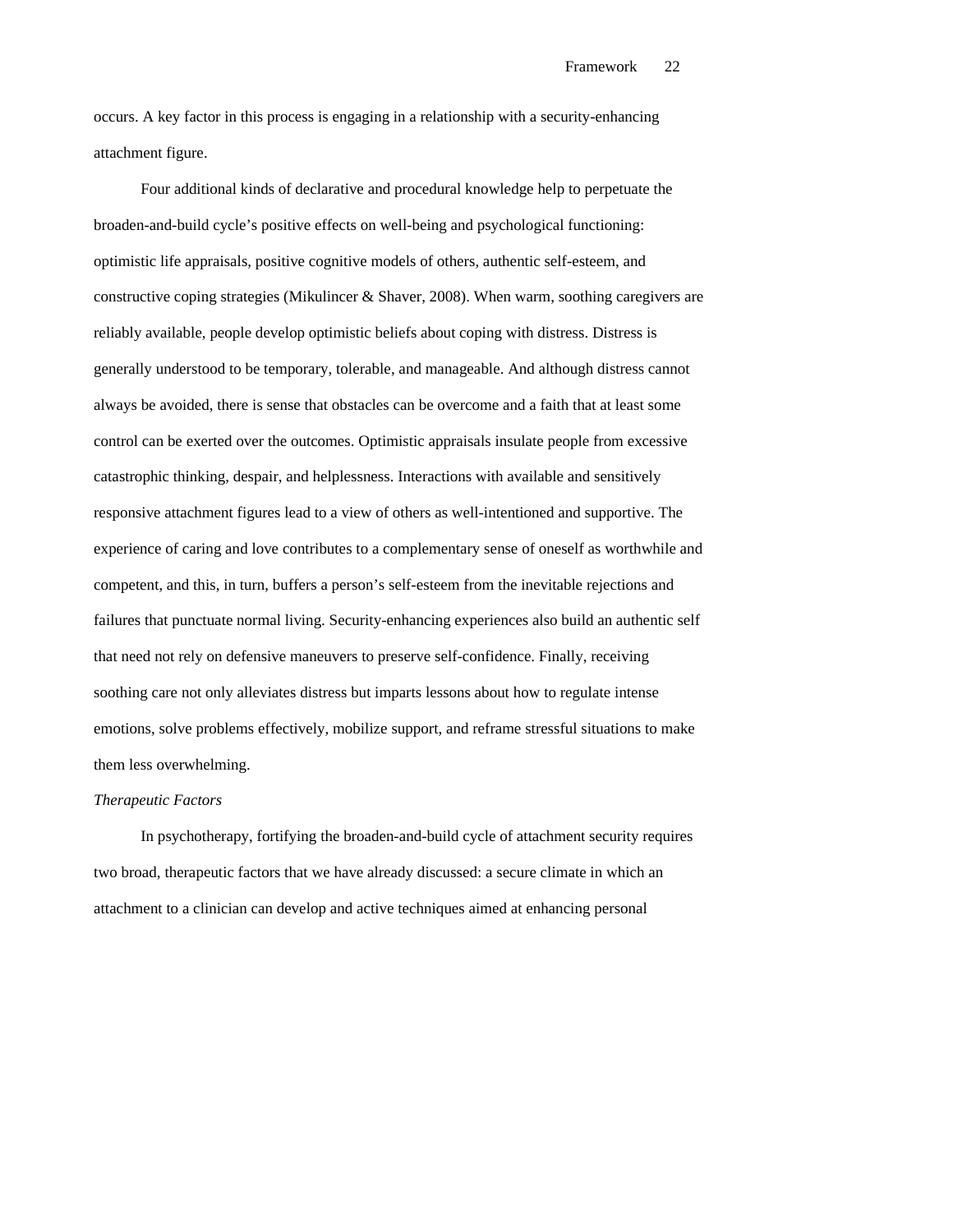occurs. A key factor in this process is engaging in a relationship with a security-enhancing attachment figure.

Four additional kinds of declarative and procedural knowledge help to perpetuate the broaden-and-build cycle's positive effects on well-being and psychological functioning: optimistic life appraisals, positive cognitive models of others, authentic self-esteem, and constructive coping strategies (Mikulincer & Shaver, 2008). When warm, soothing caregivers are reliably available, people develop optimistic beliefs about coping with distress. Distress is generally understood to be temporary, tolerable, and manageable. And although distress cannot always be avoided, there is sense that obstacles can be overcome and a faith that at least some control can be exerted over the outcomes. Optimistic appraisals insulate people from excessive catastrophic thinking, despair, and helplessness. Interactions with available and sensitively responsive attachment figures lead to a view of others as well-intentioned and supportive. The experience of caring and love contributes to a complementary sense of oneself as worthwhile and competent, and this, in turn, buffers a person's self-esteem from the inevitable rejections and failures that punctuate normal living. Security-enhancing experiences also build an authentic self that need not rely on defensive maneuvers to preserve self-confidence. Finally, receiving soothing care not only alleviates distress but imparts lessons about how to regulate intense emotions, solve problems effectively, mobilize support, and reframe stressful situations to make them less overwhelming.

*Therapeutic Factors*

In psychotherapy, fortifying the broaden-and-build cycle of attachment security requires two broad, therapeutic factors that we have already discussed: a secure climate in which an attachment to a clinician can develop and active techniques aimed at enhancing personal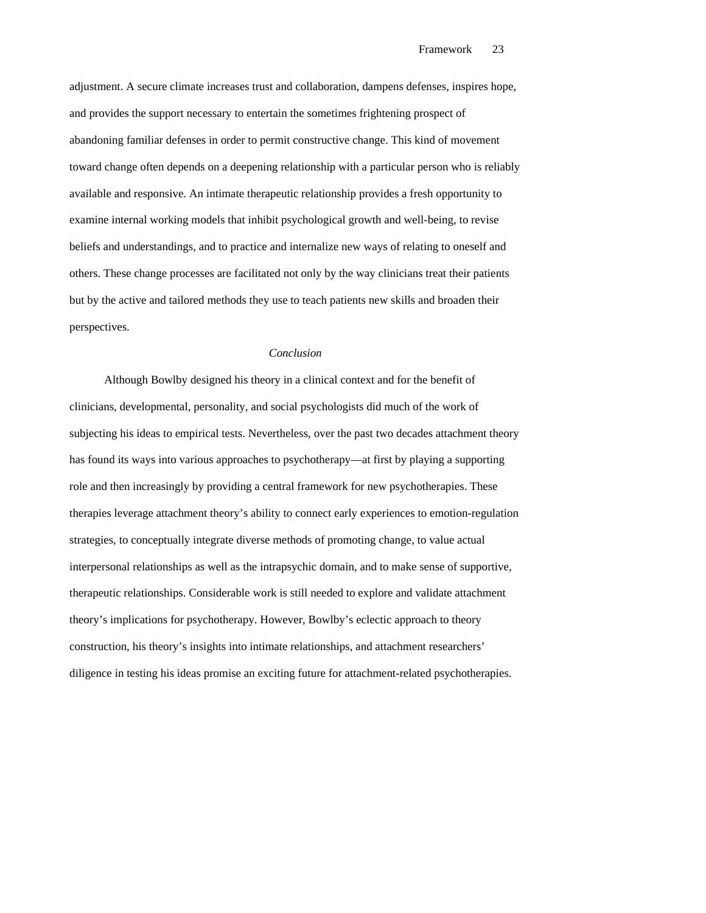adjustment. A secure climate increases trust and collaboration, dampens defenses, inspires hope, and provides the support necessary to entertain the sometimes frightening prospect of abandoning familiar defenses in order to permit constructive change. This kind of movement toward change often depends on a deepening relationship with a particular person who is reliably available and responsive. An intimate therapeutic relationship provides a fresh opportunity to examine internal working models that inhibit psychological growth and well-being, to revise beliefs and understandings, and to practice and internalize new ways of relating to oneself and others. These change processes are facilitated not only by the way clinicians treat their patients but by the active and tailored methods they use to teach patients new skills and broaden their perspectives.

## *Conclusion*

Although Bowlby designed his theory in a clinical context and for the benefit of clinicians, developmental, personality, and social psychologists did much of the work of subjecting his ideas to empirical tests. Nevertheless, over the past two decades attachment theory has found its ways into various approaches to psychotherapy—at first by playing a supporting role and then increasingly by providing a central framework for new psychotherapies. These therapies leverage attachment theory's ability to connect early experiences to emotion-regulation strategies, to conceptually integrate diverse methods of promoting change, to value actual interpersonal relationships as well as the intrapsychic domain, and to make sense of supportive, therapeutic relationships. Considerable work is still needed to explore and validate attachment theory's implications for psychotherapy. However, Bowlby's eclectic approach to theory construction, his theory's insights into intimate relationships, and attachment researchers' diligence in testing his ideas promise an exciting future for attachment-related psychotherapies.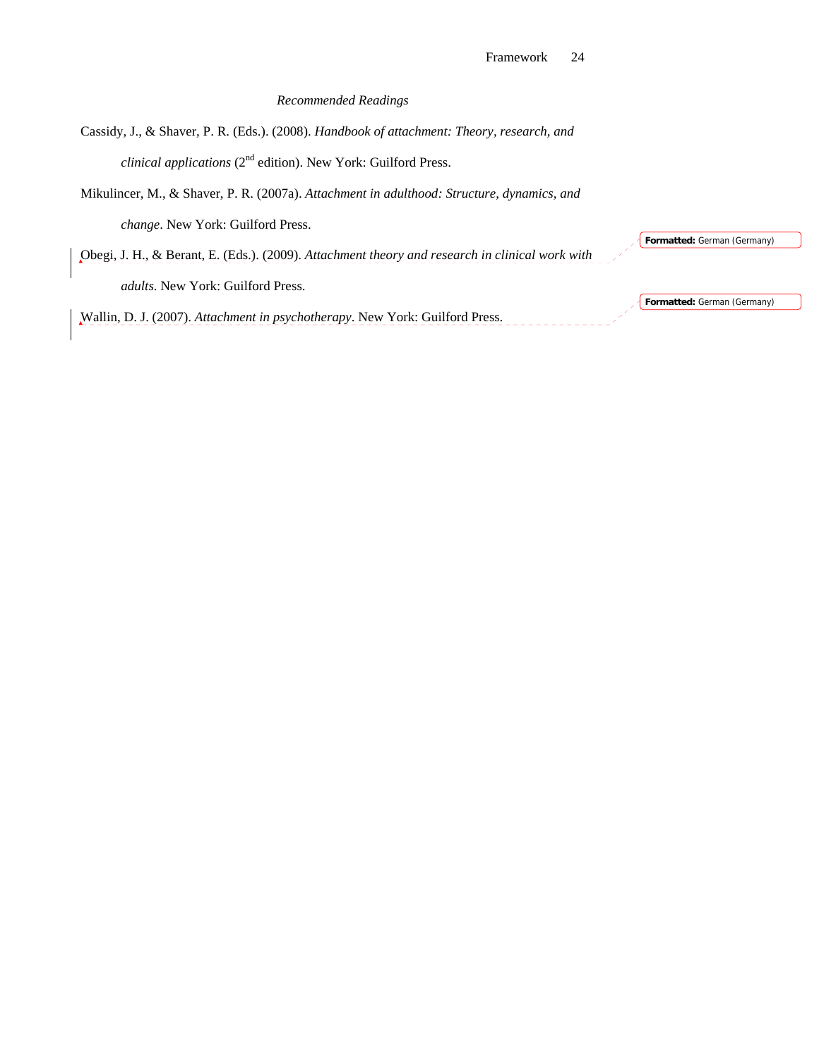*Recommended Readings*

Cassidy, J., & Shaver, P. R. (Eds.). (2008). *Handbook of attachment: Theory, research, and clinical applications* (2nd edition). New York: Guilford Press.

Mikulincer, M., & Shaver, P. R. (2007a). *Attachment in adulthood: Structure, dynamics, and change*. New York: Guilford Press.

Obegi, J. H., & Berant, E. (Eds.). (2009). *Attachment theory and research in clinical work with adults*. New York: Guilford Press.

Wallin, D. J. (2007). *Attachment in psychotherapy*. New York: Guilford Press.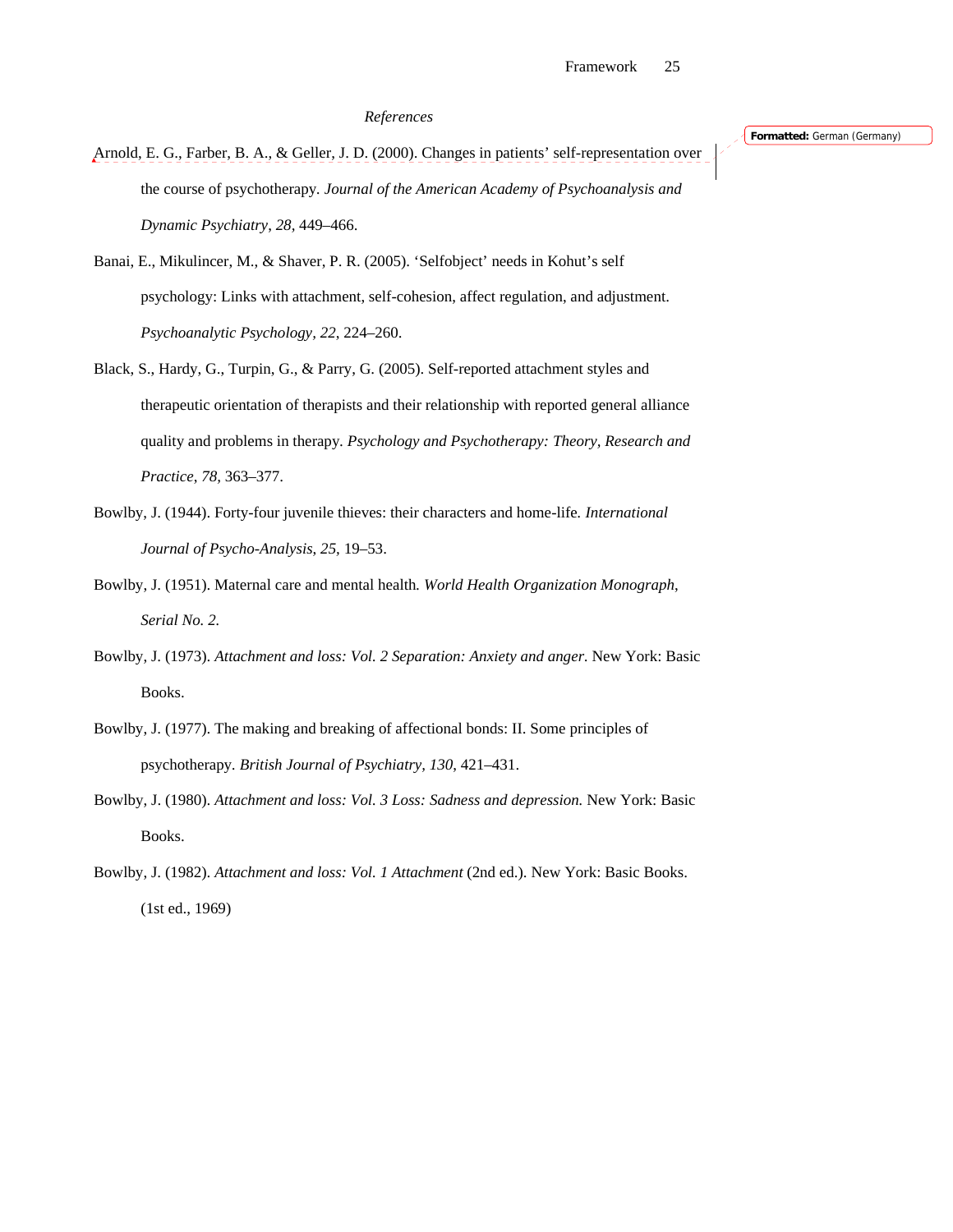*References*

Arnold, E. G., Farber, B. A., & Geller, J. D. (2000). Changes in patients' self-representation over the course of psychotherapy. *Journal of the American Academy of Psychoanalysis and Dynamic Psychiatry*, *28*, 449–466.

Banai, E., Mikulincer, M., & Shaver, P. R. (2005). 'Selfobject' needs in Kohut's self psychology: Links with attachment, self-cohesion, affect regulation, and adjustment. *Psychoanalytic Psychology*, *22*, 224–260.

Black, S., Hardy, G., Turpin, G., & Parry, G. (2005). Self-reported attachment styles and therapeutic orientation of therapists and their relationship with reported general alliance quality and problems in therapy. *Psychology and Psychotherapy: Theory, Research and Practice*, *78*, 363–377.

Bowlby, J. (1944). Forty-four juvenile thieves: their characters and home-life. *International Journal of Psycho-Analysis*, *25*, 19–53.

Bowlby, J. (1951). Maternal care and mental health. *World Health Organization Monograph*, *Serial No. 2*.

Bowlby, J. (1973). *Attachment and loss: Vol. 2 Separation: Anxiety and anger*. New York: Basic Books.

Bowlby, J. (1977). The making and breaking of affectional bonds: II. Some principles of psychotherapy. *British Journal of Psychiatry*, *130*, 421–431.

Bowlby, J. (1980). *Attachment and loss: Vol. 3 Loss: Sadness and depression.* New York: Basic Books.

Bowlby, J. (1982). *Attachment and loss: Vol. 1 Attachment* (2nd ed.). New York: Basic Books. (1st ed., 1969)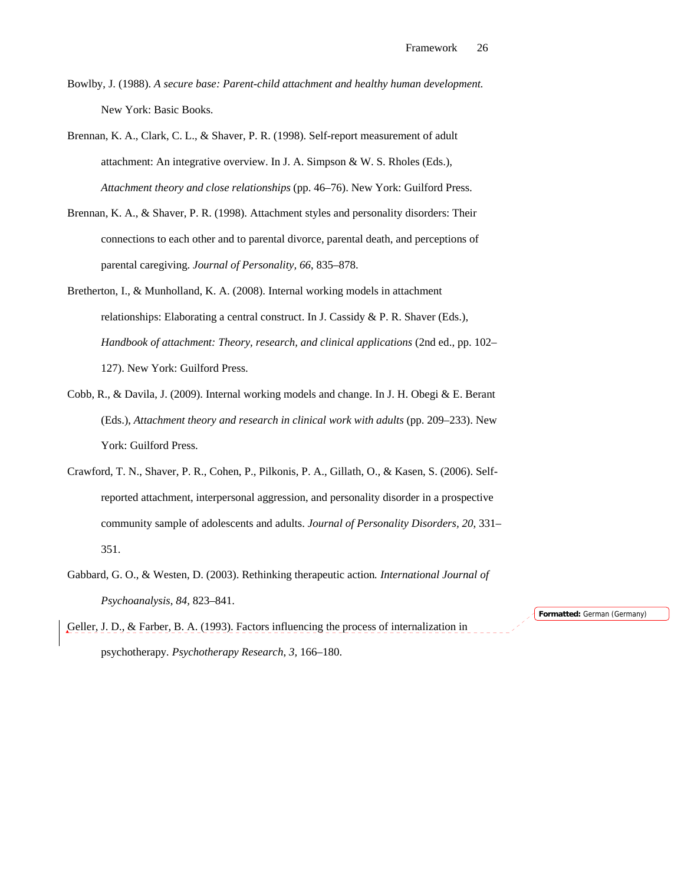Bowlby, J. (1988). *A secure base: Parent-child attachment and healthy human development.* New York: Basic Books.

Brennan, K. A., Clark, C. L., & Shaver, P. R. (1998). Self-report measurement of adult attachment: An integrative overview. In J. A. Simpson & W. S. Rholes (Eds.), *Attachment theory and close relationships* (pp. 46–76). New York: Guilford Press.

Brennan, K. A., & Shaver, P. R. (1998). Attachment styles and personality disorders: Their connections to each other and to parental divorce, parental death, and perceptions of parental caregiving. *Journal of Personality, 66*, 835–878.

Bretherton, I., & Munholland, K. A. (2008). Internal working models in attachment relationships: Elaborating a central construct. In J. Cassidy & P. R. Shaver (Eds.), *Handbook of attachment: Theory, research, and clinical applications* (2nd ed., pp. 102–127). New York: Guilford Press.

Cobb, R., & Davila, J. (2009). Internal working models and change. In J. H. Obegi & E. Berant (Eds.), *Attachment theory and research in clinical work with adults* (pp. 209–233). New York: Guilford Press.

Crawford, T. N., Shaver, P. R., Cohen, P., Pilkonis, P. A., Gillath, O., & Kasen, S. (2006). Self-reported attachment, interpersonal aggression, and personality disorder in a prospective community sample of adolescents and adults. *Journal of Personality Disorders, 20*, 331–351.

Gabbard, G. O., & Westen, D. (2003). Rethinking therapeutic action*. International Journal of Psychoanalysis*, *84*, 823–841.

Geller, J. D., & Farber, B. A. (1993). Factors influencing the process of internalization in psychotherapy. *Psychotherapy Research, 3,* 166–180.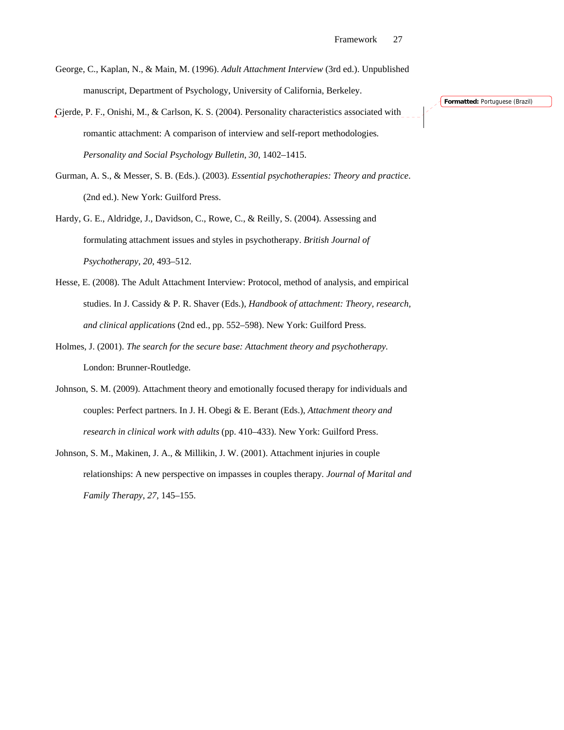George, C., Kaplan, N., & Main, M. (1996). *Adult Attachment Interview* (3rd ed.). Unpublished manuscript, Department of Psychology, University of California, Berkeley.

Gjerde, P. F., Onishi, M., & Carlson, K. S. (2004). Personality characteristics associated with romantic attachment: A comparison of interview and self-report methodologies. *Personality and Social Psychology Bulletin, 30*, 1402–1415.

Gurman, A. S., & Messer, S. B. (Eds.). (2003). *Essential psychotherapies: Theory and practice*. (2nd ed.). New York: Guilford Press.

Hardy, G. E., Aldridge, J., Davidson, C., Rowe, C., & Reilly, S. (2004). Assessing and formulating attachment issues and styles in psychotherapy. *British Journal of Psychotherapy, 20*, 493–512.

Hesse, E. (2008). The Adult Attachment Interview: Protocol, method of analysis, and empirical studies. In J. Cassidy & P. R. Shaver (Eds.), *Handbook of attachment: Theory, research, and clinical applications* (2nd ed., pp. 552–598). New York: Guilford Press.

Holmes, J. (2001). *The search for the secure base: Attachment theory and psychotherapy.* London: Brunner-Routledge.

Johnson, S. M. (2009). Attachment theory and emotionally focused therapy for individuals and couples: Perfect partners. In J. H. Obegi & E. Berant (Eds.), *Attachment theory and research in clinical work with adults* (pp. 410–433). New York: Guilford Press.

Johnson, S. M., Makinen, J. A., & Millikin, J. W. (2001). Attachment injuries in couple relationships: A new perspective on impasses in couples therapy. *Journal of Marital and Family Therapy*, *27*, 145–155.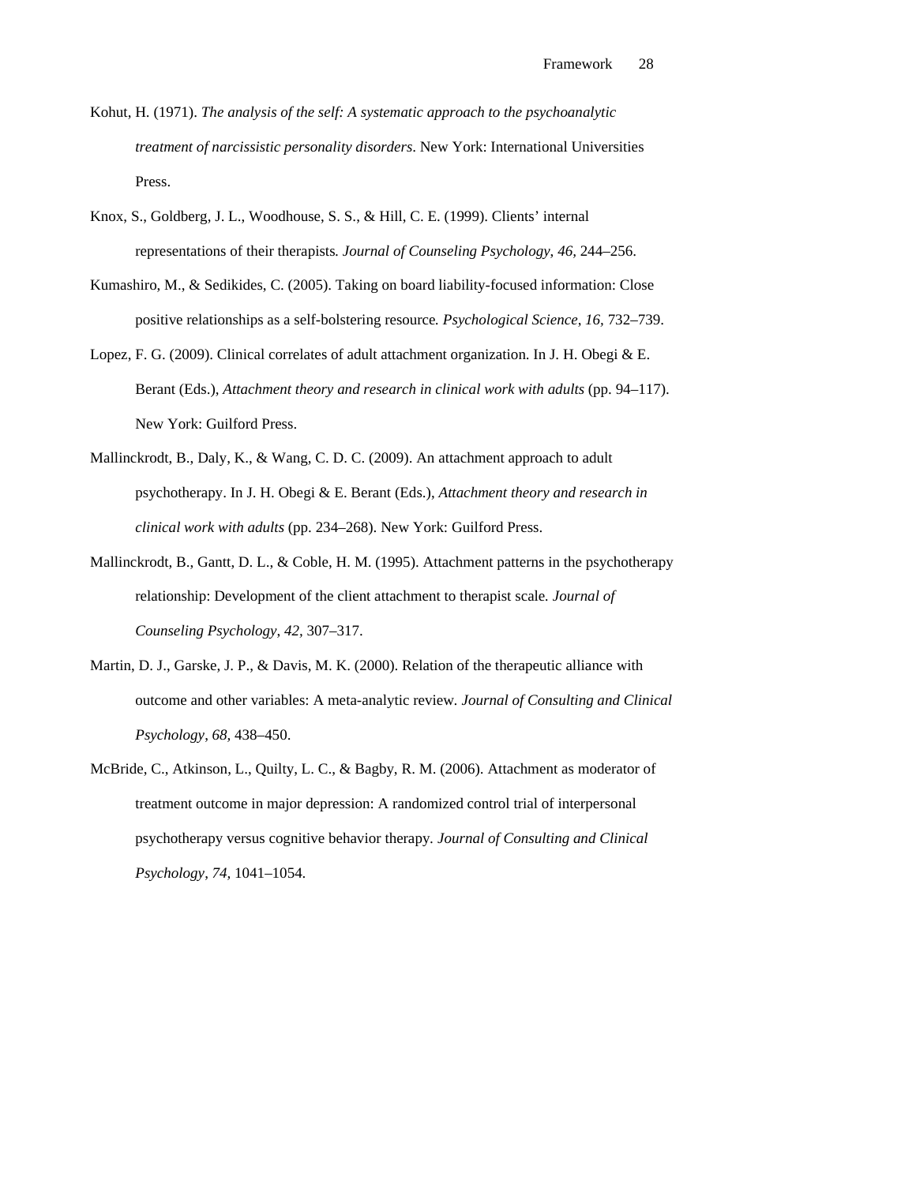Kohut, H. (1971). *The analysis of the self: A systematic approach to the psychoanalytic treatment of narcissistic personality disorders*. New York: International Universities Press.

Knox, S., Goldberg, J. L., Woodhouse, S. S., & Hill, C. E. (1999). Clients' internal representations of their therapists. *Journal of Counseling Psychology, 46,* 244–256.

Kumashiro, M., & Sedikides, C. (2005). Taking on board liability-focused information: Close positive relationships as a self-bolstering resource. *Psychological Science, 16,* 732–739.

Lopez, F. G. (2009). Clinical correlates of adult attachment organization. In J. H. Obegi & E. Berant (Eds.), *Attachment theory and research in clinical work with adults* (pp. 94–117). New York: Guilford Press.

Mallinckrodt, B., Daly, K., & Wang, C. D. C. (2009). An attachment approach to adult psychotherapy. In J. H. Obegi & E. Berant (Eds.), *Attachment theory and research in clinical work with adults* (pp. 234–268). New York: Guilford Press.

Mallinckrodt, B., Gantt, D. L., & Coble, H. M. (1995). Attachment patterns in the psychotherapy relationship: Development of the client attachment to therapist scale. *Journal of Counseling Psychology, 42,* 307–317.

Martin, D. J., Garske, J. P., & Davis, M. K. (2000). Relation of the therapeutic alliance with outcome and other variables: A meta-analytic review. *Journal of Consulting and Clinical Psychology, 68,* 438–450.

McBride, C., Atkinson, L., Quilty, L. C., & Bagby, R. M. (2006). Attachment as moderator of treatment outcome in major depression: A randomized control trial of interpersonal psychotherapy versus cognitive behavior therapy. *Journal of Consulting and Clinical Psychology, 74,* 1041–1054.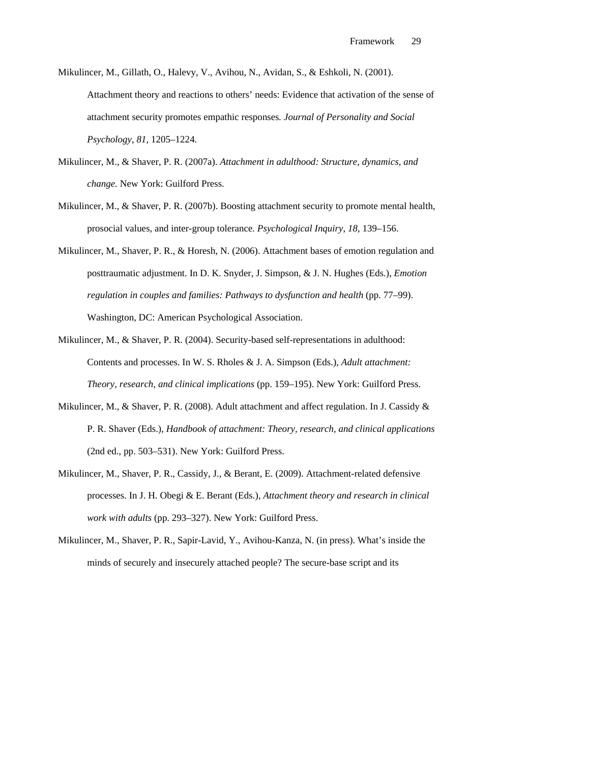Mikulincer, M., Gillath, O., Halevy, V., Avihou, N., Avidan, S., & Eshkoli, N. (2001). Attachment theory and reactions to others' needs: Evidence that activation of the sense of attachment security promotes empathic responses. *Journal of Personality and Social Psychology, 81,* 1205–1224.

Mikulincer, M., & Shaver, P. R. (2007a). *Attachment in adulthood: Structure, dynamics, and change.* New York: Guilford Press.

Mikulincer, M., & Shaver, P. R. (2007b). Boosting attachment security to promote mental health, prosocial values, and inter-group tolerance. *Psychological Inquiry, 18*, 139–156.

Mikulincer, M., Shaver, P. R., & Horesh, N. (2006). Attachment bases of emotion regulation and posttraumatic adjustment. In D. K. Snyder, J. Simpson, & J. N. Hughes (Eds.), *Emotion regulation in couples and families: Pathways to dysfunction and health* (pp. 77–99). Washington, DC: American Psychological Association.

Mikulincer, M., & Shaver, P. R. (2004). Security-based self-representations in adulthood: Contents and processes. In W. S. Rholes & J. A. Simpson (Eds.), *Adult attachment: Theory, research, and clinical implications* (pp. 159–195). New York: Guilford Press.

Mikulincer, M., & Shaver, P. R. (2008). Adult attachment and affect regulation. In J. Cassidy & P. R. Shaver (Eds.), *Handbook of attachment: Theory, research, and clinical applications* (2nd ed., pp. 503–531). New York: Guilford Press.

Mikulincer, M., Shaver, P. R., Cassidy, J., & Berant, E. (2009). Attachment-related defensive processes. In J. H. Obegi & E. Berant (Eds.), *Attachment theory and research in clinical work with adults* (pp. 293–327). New York: Guilford Press.

Mikulincer, M., Shaver, P. R., Sapir-Lavid, Y., Avihou-Kanza, N. (in press). What's inside the minds of securely and insecurely attached people? The secure-base script and its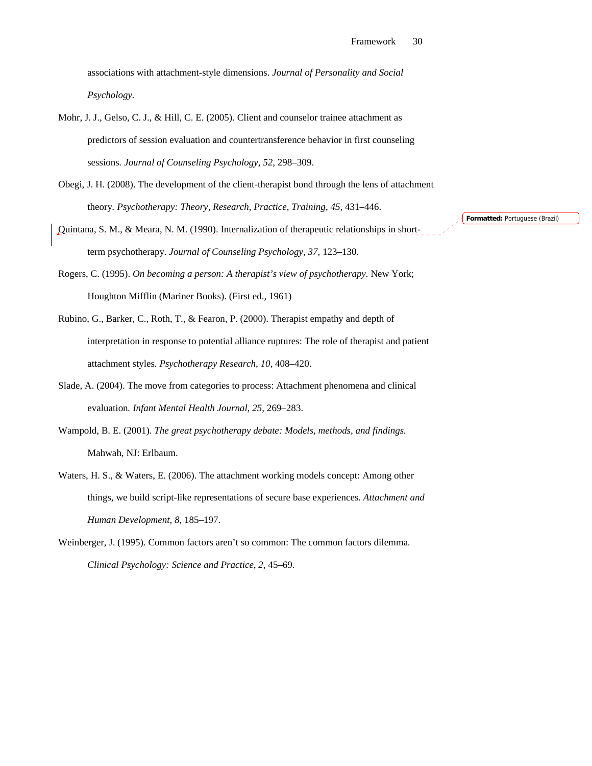associations with attachment-style dimensions. *Journal of Personality and Social Psychology*.

Mohr, J. J., Gelso, C. J., & Hill, C. E. (2005). Client and counselor trainee attachment as predictors of session evaluation and countertransference behavior in first counseling sessions. *Journal of Counseling Psychology*, *52,* 298–309.

Obegi, J. H. (2008). The development of the client-therapist bond through the lens of attachment theory. *Psychotherapy: Theory, Research, Practice, Training*, *45,* 431–446.

Quintana, S. M., & Meara, N. M. (1990). Internalization of therapeutic relationships in short-term psychotherapy. *Journal of Counseling Psychology*, *37,* 123–130.

Rogers, C. (1995). *On becoming a person: A therapist's view of psychotherapy*. New York; Houghton Mifflin (Mariner Books). (First ed., 1961)

Rubino, G., Barker, C., Roth, T., & Fearon, P. (2000). Therapist empathy and depth of interpretation in response to potential alliance ruptures: The role of therapist and patient attachment styles. *Psychotherapy Research*, *10,* 408–420.

Slade, A. (2004). The move from categories to process: Attachment phenomena and clinical evaluation. *Infant Mental Health Journal*, *25,* 269–283.

Wampold, B. E. (2001). *The great psychotherapy debate: Models, methods, and findings*. Mahwah, NJ: Erlbaum.

Waters, H. S., & Waters, E. (2006). The attachment working models concept: Among other things, we build script-like representations of secure base experiences. *Attachment and Human Development*, *8,* 185–197.

Weinberger, J. (1995). Common factors aren't so common: The common factors dilemma. *Clinical Psychology: Science and Practice, 2,* 45–69.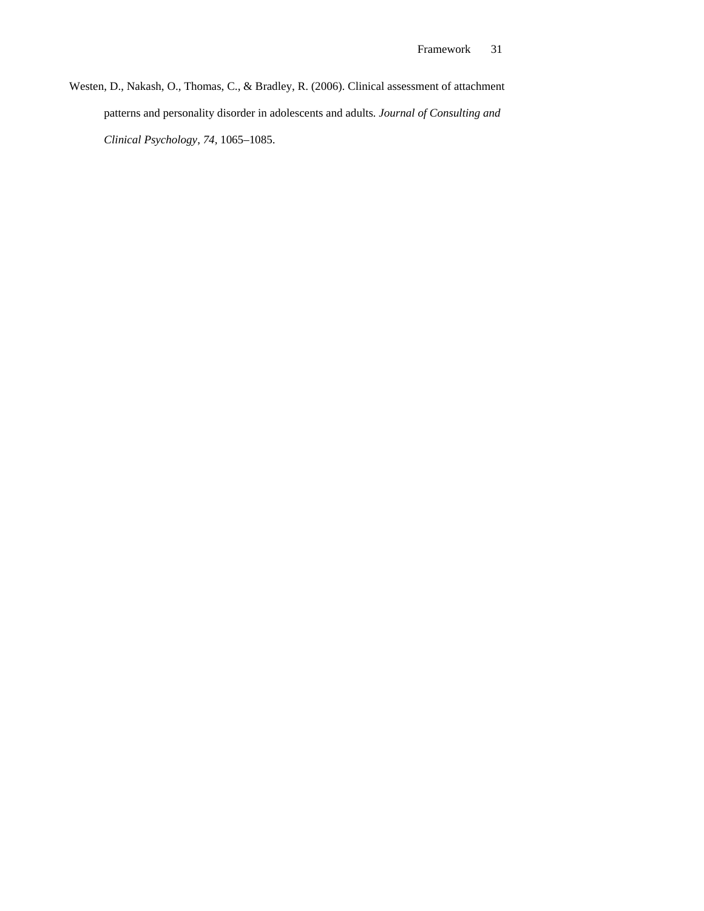Westen, D., Nakash, O., Thomas, C., & Bradley, R. (2006). Clinical assessment of attachment patterns and personality disorder in adolescents and adults. *Journal of Consulting and Clinical Psychology*, *74*, 1065–1085.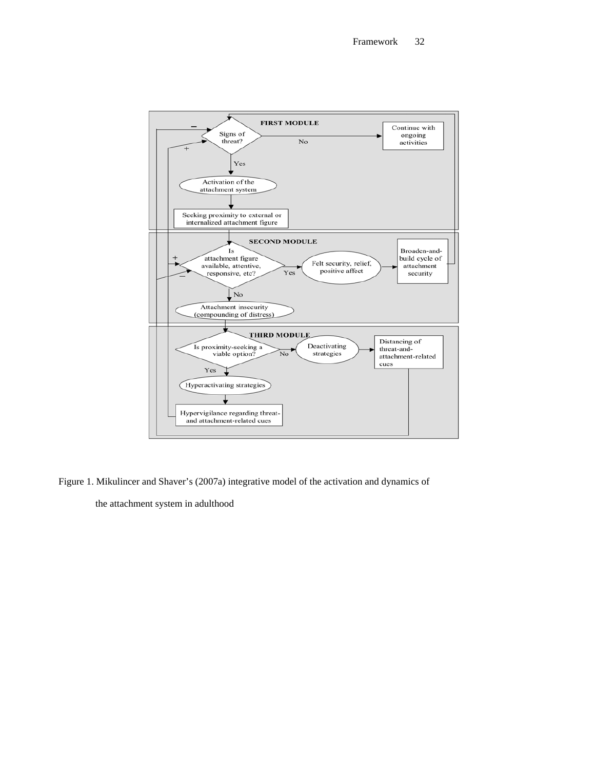FIRST MODULE

Signs of threat?

No

Continue with ongoing activities

Yes

Activation of the attachment system

Seeking proximity to external or internalized attachment figure

SECOND MODULE

Is attachment figure available, attentive, responsive, etc?

Yes

Felt security, relief, positive affect

Broaden-and-build cycle of attachment security

No

Attachment insecurity (compounding of distress)

THIRD MODULE

Is proximity-seeking a viable option?

No

Deactivating strategies

Distancing of threat-and-attachment-related cues

Yes

Hyperactivating strategies

Hypervigilance regarding threat- and attachment-related cues

Figure 1. Mikulincer and Shaver's (2007a) integrative model of the activation and dynamics of the attachment system in adulthood